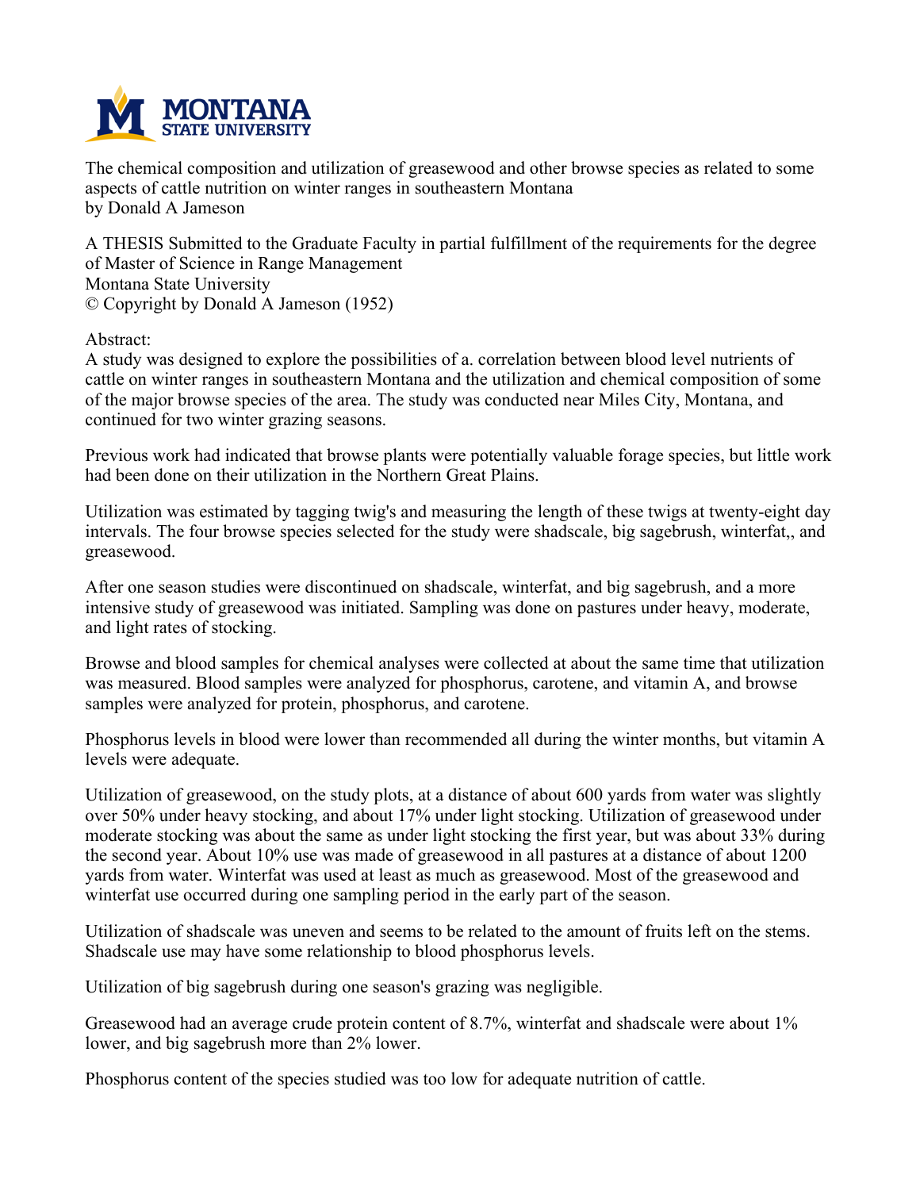MONTANA STATE UNIVERSITY

The chemical composition and utilization of greasewood and other browse species as related to some aspects of cattle nutrition on winter ranges in southeastern Montana
by Donald A Jameson

A THESIS Submitted to the Graduate Faculty in partial fulfillment of the requirements for the degree of Master of Science in Range Management
Montana State University
© Copyright by Donald A Jameson (1952)

Abstract:
A study was designed to explore the possibilities of a. correlation between blood level nutrients of cattle on winter ranges in southeastern Montana and the utilization and chemical composition of some of the major browse species of the area. The study was conducted near Miles City, Montana, and continued for two winter grazing seasons.

Previous work had indicated that browse plants were potentially valuable forage species, but little work had been done on their utilization in the Northern Great Plains.

Utilization was estimated by tagging twig's and measuring the length of these twigs at twenty-eight day intervals. The four browse species selected for the study were shadscale, big sagebrush, winterfat,, and greasewood.

After one season studies were discontinued on shadscale, winterfat, and big sagebrush, and a more intensive study of greasewood was initiated. Sampling was done on pastures under heavy, moderate, and light rates of stocking.

Browse and blood samples for chemical analyses were collected at about the same time that utilization was measured. Blood samples were analyzed for phosphorus, carotene, and vitamin A, and browse samples were analyzed for protein, phosphorus, and carotene.

Phosphorus levels in blood were lower than recommended all during the winter months, but vitamin A levels were adequate.

Utilization of greasewood, on the study plots, at a distance of about 600 yards from water was slightly over 50% under heavy stocking, and about 17% under light stocking. Utilization of greasewood under moderate stocking was about the same as under light stocking the first year, but was about 33% during the second year. About 10% use was made of greasewood in all pastures at a distance of about 1200 yards from water. Winterfat was used at least as much as greasewood. Most of the greasewood and winterfat use occurred during one sampling period in the early part of the season.

Utilization of shadscale was uneven and seems to be related to the amount of fruits left on the stems. Shadscale use may have some relationship to blood phosphorus levels.

Utilization of big sagebrush during one season's grazing was negligible.

Greasewood had an average crude protein content of 8.7%, winterfat and shadscale were about 1% lower, and big sagebrush more than 2% lower.

Phosphorus content of the species studied was too low for adequate nutrition of cattle.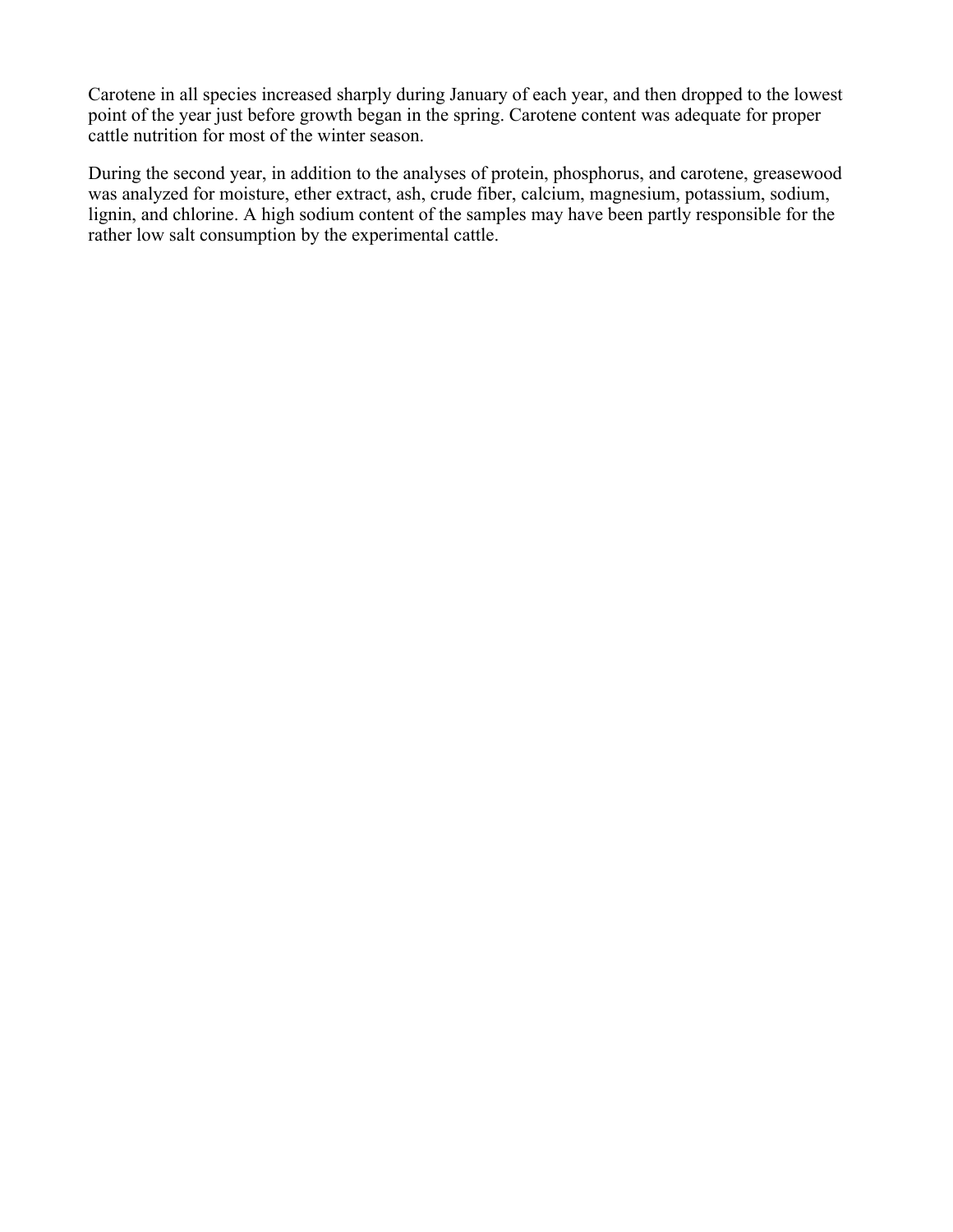Carotene in all species increased sharply during January of each year, and then dropped to the lowest point of the year just before growth began in the spring. Carotene content was adequate for proper cattle nutrition for most of the winter season.

During the second year, in addition to the analyses of protein, phosphorus, and carotene, greasewood was analyzed for moisture, ether extract, ash, crude fiber, calcium, magnesium, potassium, sodium, lignin, and chlorine. A high sodium content of the samples may have been partly responsible for the rather low salt consumption by the experimental cattle.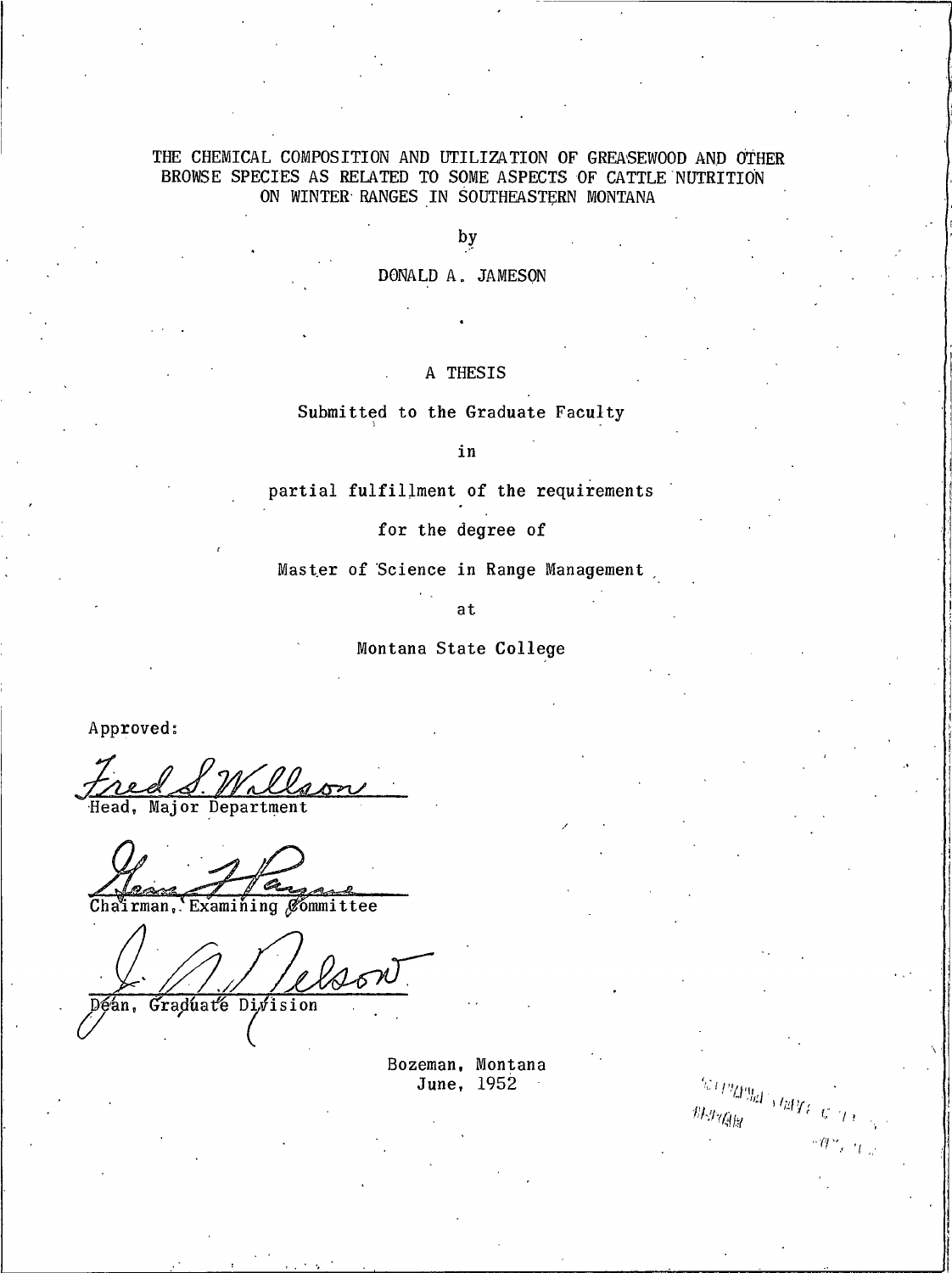# THE CHEMICAL COMPOSITION AND UTILIZATION OF GREASEWOOD AND OTHER BROWSE SPECIES AS RELATED TO SOME ASPECTS OF CATTLE NUTRITION ON WINTER RANGES IN SOUTHEASTERN MONTANA

by

DONALD A. JAMESON

A THESIS

Submitted to the Graduate Faculty

in

partial fulfillment of the requirements

for the degree of

Master of Science in Range Management

at

Montana State College

Approved:

Fred S. Willson
Head, Major Department

Chairman, Examining Committee

Dean, Graduate Division

Bozeman, Montana
June, 1952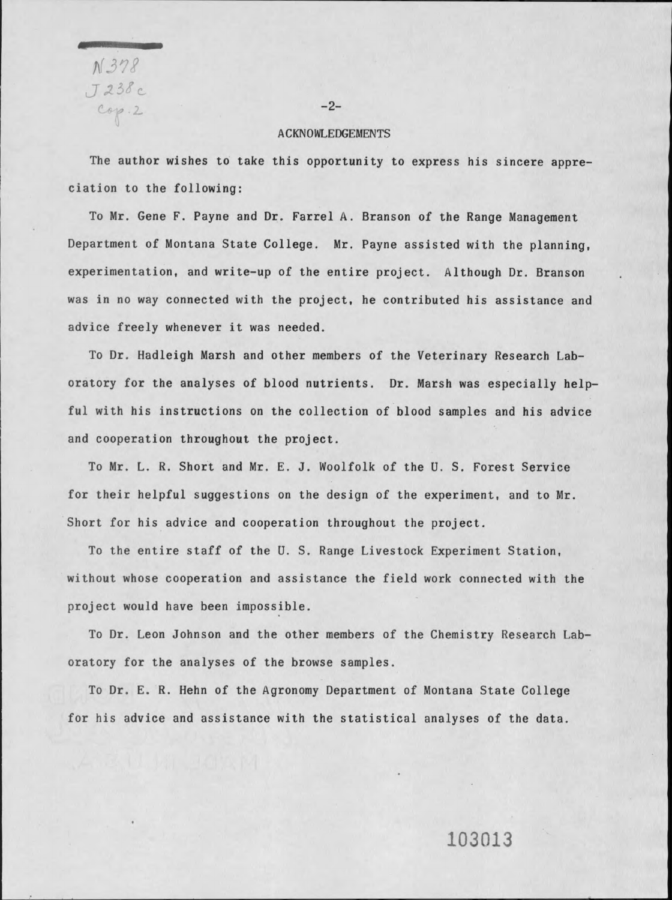## ACKNOWLEDGEMENTS

The author wishes to take this opportunity to express his sincere appreciation to the following:

To Mr. Gene F. Payne and Dr. Farrel A. Branson of the Range Management Department of Montana State College. Mr. Payne assisted with the planning, experimentation, and write-up of the entire project. Although Dr. Branson was in no way connected with the project, he contributed his assistance and advice freely whenever it was needed.

To Dr. Hadleigh Marsh and other members of the Veterinary Research Laboratory for the analyses of blood nutrients. Dr. Marsh was especially helpful with his instructions on the collection of blood samples and his advice and cooperation throughout the project.

To Mr. L. R. Short and Mr. E. J. Woolfolk of the U. S. Forest Service for their helpful suggestions on the design of the experiment, and to Mr. Short for his advice and cooperation throughout the project.

To the entire staff of the U. S. Range Livestock Experiment Station, without whose cooperation and assistance the field work connected with the project would have been impossible.

To Dr. Leon Johnson and the other members of the Chemistry Research Laboratory for the analyses of the browse samples.

To Dr. E. R. Hehn of the Agronomy Department of Montana State College for his advice and assistance with the statistical analyses of the data.

103013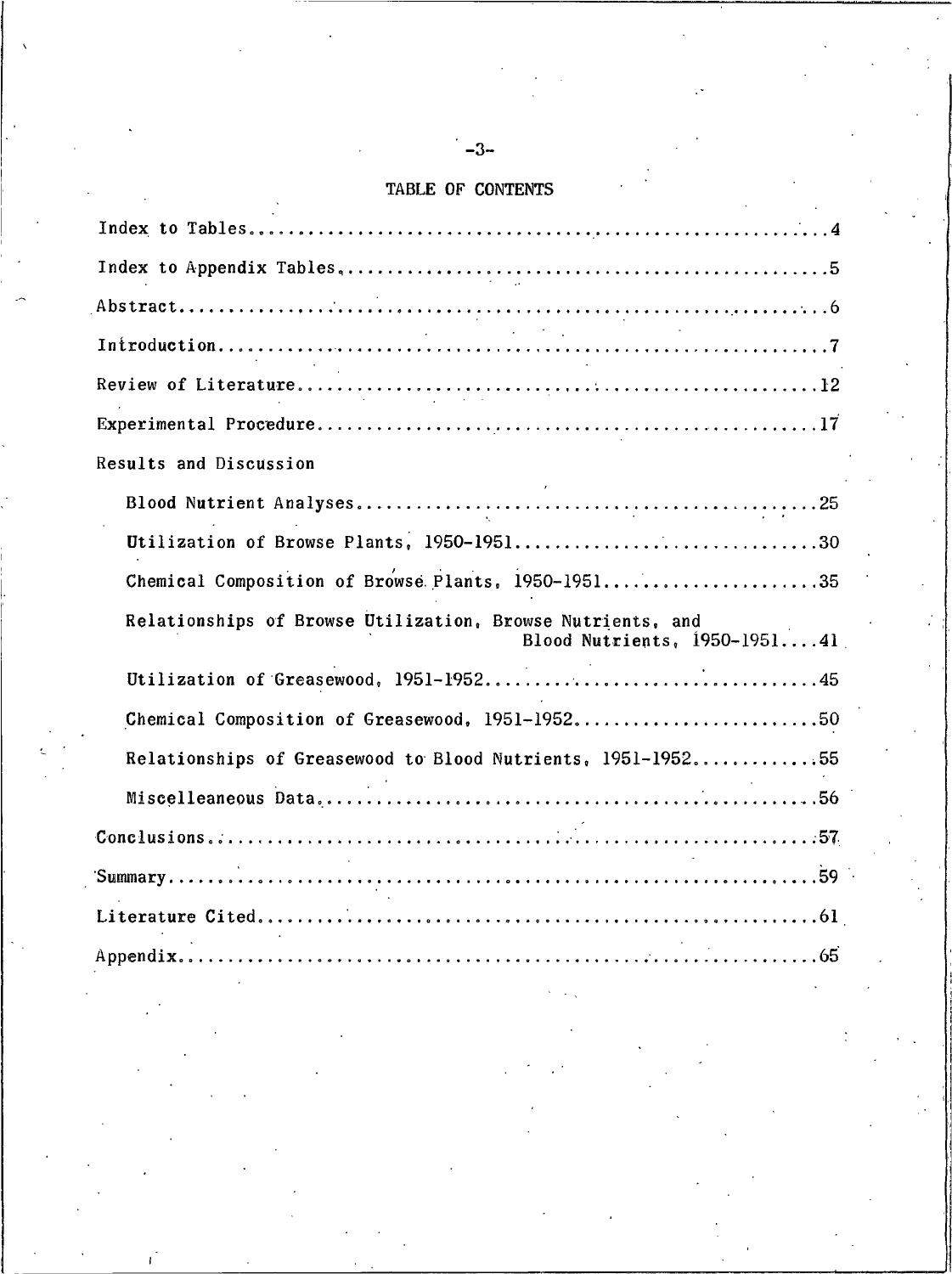# TABLE OF CONTENTS

Index to Tables....................................................................4

Index to Appendix Tables...........................................................5

Abstract...........................................................................6

Introduction.......................................................................7

Review of Literature...............................................................12

Experimental Procedure.............................................................17

Results and Discussion

- Blood Nutrient Analyses.........................................................25
- Utilization of Browse Plants, 1950-1951.........................................30
- Chemical Composition of Browse Plants, 1950-1951................................35
- Relationships of Browse Utilization, Browse Nutrients, and Blood Nutrients, 1950-1951....41
- Utilization of Greasewood, 1951-1952............................................45
- Chemical Composition of Greasewood, 1951-1952...................................50
- Relationships of Greasewood to Blood Nutrients, 1951-1952.......................55
- Miscelleaneous Data.............................................................56

Conclusions........................................................................57

Summary............................................................................59

Literature Cited...................................................................61

Appendix...........................................................................65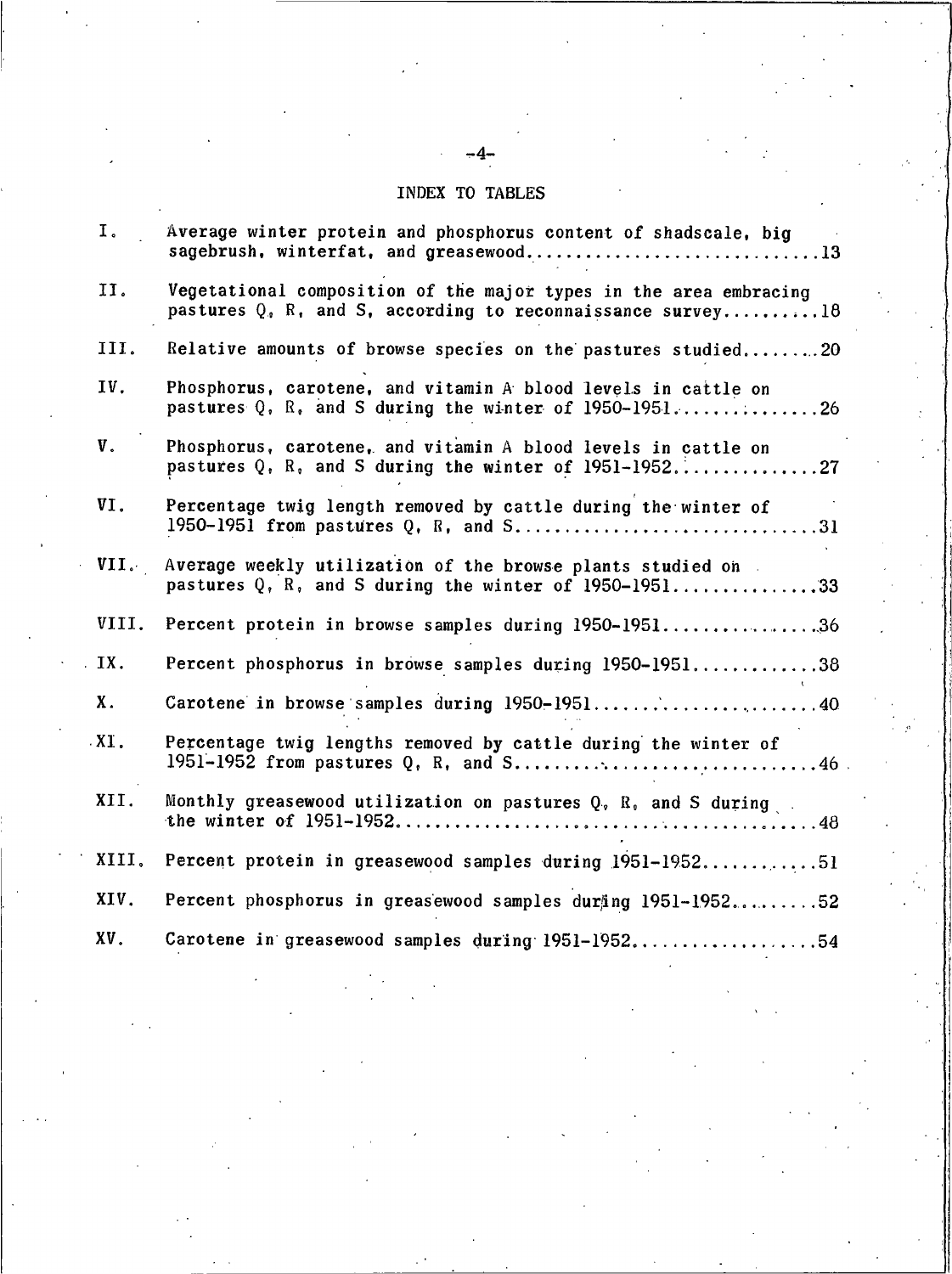## INDEX TO TABLES

I. Average winter protein and phosphorus content of shadscale, big sagebrush, winterfat, and greasewood..............................13

II. Vegetational composition of the major types in the area embracing pastures Q, R, and S, according to reconnaissance survey..........18

III. Relative amounts of browse species on the pastures studied........20

IV. Phosphorus, carotene, and vitamin A blood levels in cattle on pastures Q, R, and S during the winter of 1950-1951...............26

V. Phosphorus, carotene, and vitamin A blood levels in cattle on pastures Q, R, and S during the winter of 1951-1952..............27

VI. Percentage twig length removed by cattle during the winter of 1950-1951 from pastures Q, R, and S..............................31

VII. Average weekly utilization of the browse plants studied on pastures Q, R, and S during the winter of 1950-1951..............33

VIII. Percent protein in browse samples during 1950-1951................36

IX. Percent phosphorus in browse samples during 1950-1951.............38

X. Carotene in browse samples during 1950-1951.......................40

XI. Percentage twig lengths removed by cattle during the winter of 1951-1952 from pastures Q, R, and S..............................46

XII. Monthly greasewood utilization on pastures Q, R, and S during the winter of 1951-1952..........................................48

XIII. Percent protein in greasewood samples during 1951-1952............51

XIV. Percent phosphorus in greasewood samples during 1951-1952.........52

XV. Carotene in greasewood samples during 1951-1952..................54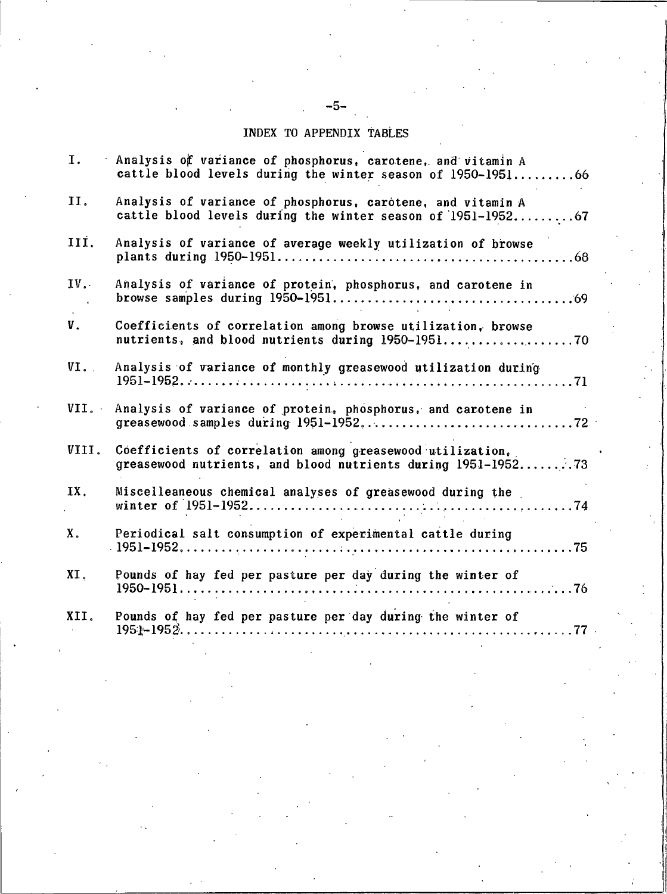# INDEX TO APPENDIX TABLES

I. Analysis of variance of phosphorus, carotene, and vitamin A cattle blood levels during the winter season of 1950-1951.........66

II. Analysis of variance of phosphorus, carotene, and vitamin A cattle blood levels during the winter season of 1951-1952.........67

III. Analysis of variance of average weekly utilization of browse plants during 1950-1951..........................................68

IV. Analysis of variance of protein, phosphorus, and carotene in browse samples during 1950-1951..................................69

V. Coefficients of correlation among browse utilization, browse nutrients, and blood nutrients during 1950-1951..................70

VI. Analysis of variance of monthly greasewood utilization during 1951-1952......................................................71

VII. Analysis of variance of protein, phosphorus, and carotene in greasewood samples during 1951-1952.............................72

VIII. Coefficients of correlation among greasewood utilization, greasewood nutrients, and blood nutrients during 1951-1952........73

IX. Miscelleaneous chemical analyses of greasewood during the winter of 1951-1952...............................................74

X. Periodical salt consumption of experimental cattle during 1951-1952......................................................75

XI. Pounds of hay fed per pasture per day during the winter of 1950-1951......................................................76

XII. Pounds of hay fed per pasture per day during the winter of 1951-1952......................................................77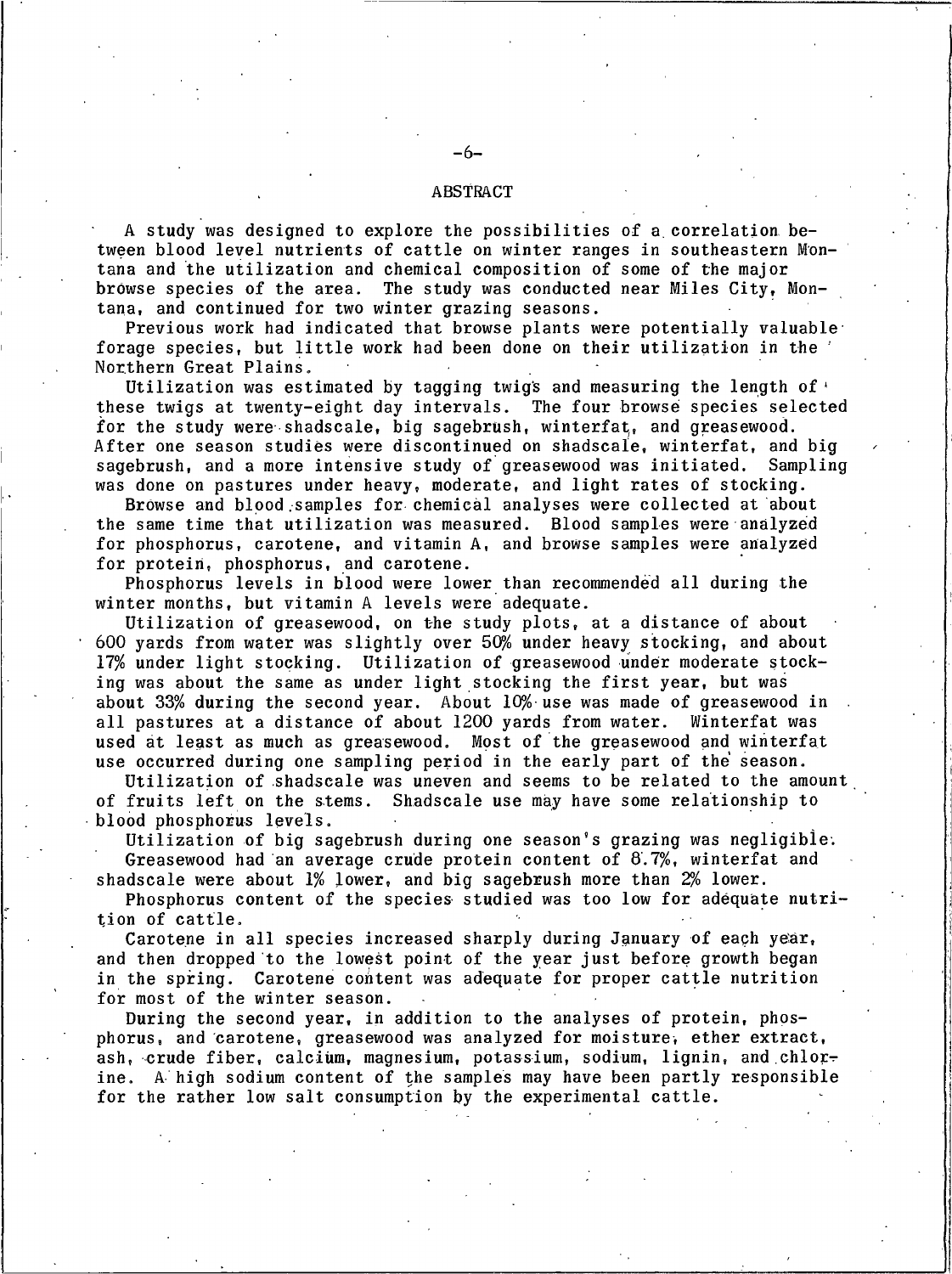## ABSTRACT

A study was designed to explore the possibilities of a correlation between blood level nutrients of cattle on winter ranges in southeastern Montana and the utilization and chemical composition of some of the major browse species of the area. The study was conducted near Miles City, Montana, and continued for two winter grazing seasons.

Previous work had indicated that browse plants were potentially valuable forage species, but little work had been done on their utilization in the Northern Great Plains.

Utilization was estimated by tagging twigs and measuring the length of these twigs at twenty-eight day intervals. The four browse species selected for the study were shadscale, big sagebrush, winterfat, and greasewood. After one season studies were discontinued on shadscale, winterfat, and big sagebrush, and a more intensive study of greasewood was initiated. Sampling was done on pastures under heavy, moderate, and light rates of stocking.

Browse and blood samples for chemical analyses were collected at about the same time that utilization was measured. Blood samples were analyzed for phosphorus, carotene, and vitamin A, and browse samples were analyzed for protein, phosphorus, and carotene.

Phosphorus levels in blood were lower than recommended all during the winter months, but vitamin A levels were adequate.

Utilization of greasewood, on the study plots, at a distance of about 600 yards from water was slightly over 50% under heavy stocking, and about 17% under light stocking. Utilization of greasewood under moderate stocking was about the same as under light stocking the first year, but was about 33% during the second year. About 10% use was made of greasewood in all pastures at a distance of about 1200 yards from water. Winterfat was used at least as much as greasewood. Most of the greasewood and winterfat use occurred during one sampling period in the early part of the season.

Utilization of shadscale was uneven and seems to be related to the amount of fruits left on the stems. Shadscale use may have some relationship to blood phosphorus levels.

Utilization of big sagebrush during one season's grazing was negligible.

Greasewood had an average crude protein content of 8.7%, winterfat and shadscale were about 1% lower, and big sagebrush more than 2% lower.

Phosphorus content of the species studied was too low for adequate nutrition of cattle.

Carotene in all species increased sharply during January of each year, and then dropped to the lowest point of the year just before growth began in the spring. Carotene content was adequate for proper cattle nutrition for most of the winter season.

During the second year, in addition to the analyses of protein, phosphorus, and carotene, greasewood was analyzed for moisture, ether extract, ash, crude fiber, calcium, magnesium, potassium, sodium, lignin, and chlorine. A high sodium content of the samples may have been partly responsible for the rather low salt consumption by the experimental cattle.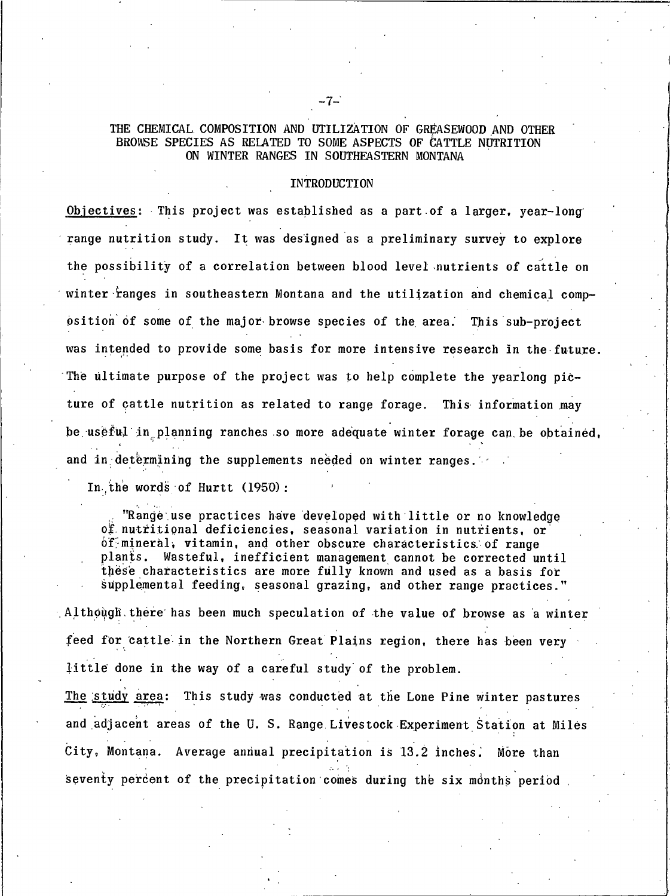# THE CHEMICAL COMPOSITION AND UTILIZATION OF GREASEWOOD AND OTHER BROWSE SPECIES AS RELATED TO SOME ASPECTS OF CATTLE NUTRITION ON WINTER RANGES IN SOUTHEASTERN MONTANA

## INTRODUCTION

Objectives: This project was established as a part of a larger, year-long range nutrition study. It was designed as a preliminary survey to explore the possibility of a correlation between blood level nutrients of cattle on winter ranges in southeastern Montana and the utilization and chemical composition of some of the major browse species of the area. This sub-project was intended to provide some basis for more intensive research in the future. The ultimate purpose of the project was to help complete the yearlong picture of cattle nutrition as related to range forage. This information may be useful in planning ranches so more adequate winter forage can be obtained, and in determining the supplements needed on winter ranges.

In the words of Hurtt (1950):

> "Range use practices have developed with little or no knowledge of nutritional deficiencies, seasonal variation in nutrients, or of mineral, vitamin, and other obscure characteristics of range plants. Wasteful, inefficient management cannot be corrected until these characteristics are more fully known and used as a basis for supplemental feeding, seasonal grazing, and other range practices."

Although there has been much speculation of the value of browse as a winter feed for cattle in the Northern Great Plains region, there has been very little done in the way of a careful study of the problem.

The study area: This study was conducted at the Lone Pine winter pastures and adjacent areas of the U. S. Range Livestock Experiment Station at Miles City, Montana. Average annual precipitation is 13.2 inches. More than seventy percent of the precipitation comes during the six months period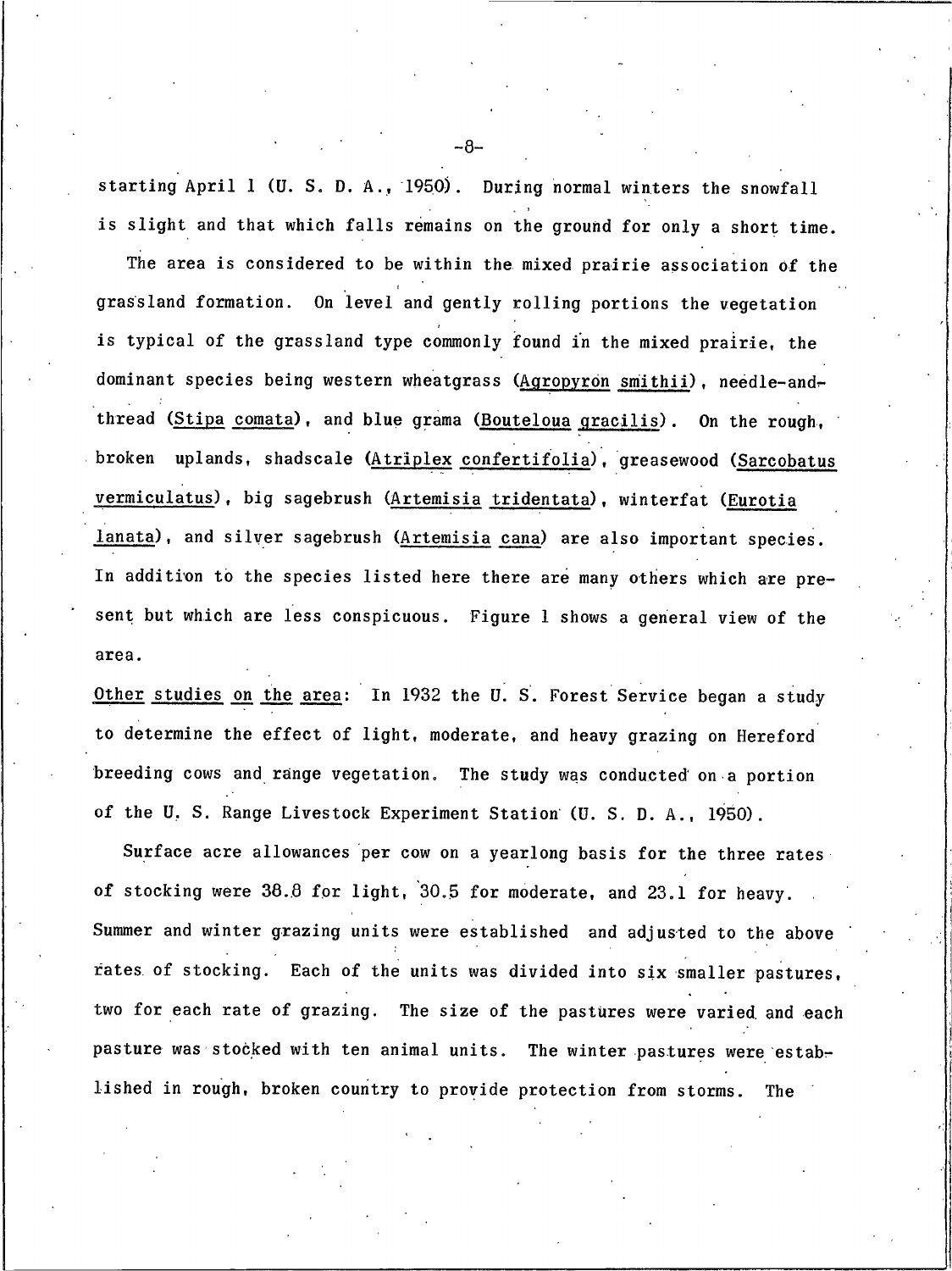starting April 1 (U. S. D. A., 1950). During normal winters the snowfall is slight and that which falls remains on the ground for only a short time.

The area is considered to be within the mixed prairie association of the grassland formation. On level and gently rolling portions the vegetation is typical of the grassland type commonly found in the mixed prairie, the dominant species being western wheatgrass (*Agropyron smithii*), needle-and-thread (*Stipa comata*), and blue grama (*Bouteloua gracilis*). On the rough, broken uplands, shadscale (*Atriplex confertifolia*), greasewood (*Sarcobatus vermiculatus*), big sagebrush (*Artemisia tridentata*), winterfat (*Eurotia lanata*), and silver sagebrush (*Artemisia cana*) are also important species. In addition to the species listed here there are many others which are present but which are less conspicuous. Figure 1 shows a general view of the area.

*Other studies on the area*: In 1932 the U. S. Forest Service began a study to determine the effect of light, moderate, and heavy grazing on Hereford breeding cows and range vegetation. The study was conducted on a portion of the U. S. Range Livestock Experiment Station (U. S. D. A., 1950).

Surface acre allowances per cow on a yearlong basis for the three rates of stocking were 38.8 for light, 30.5 for moderate, and 23.1 for heavy. Summer and winter grazing units were established and adjusted to the above rates of stocking. Each of the units was divided into six smaller pastures, two for each rate of grazing. The size of the pastures were varied and each pasture was stocked with ten animal units. The winter pastures were established in rough, broken country to provide protection from storms. The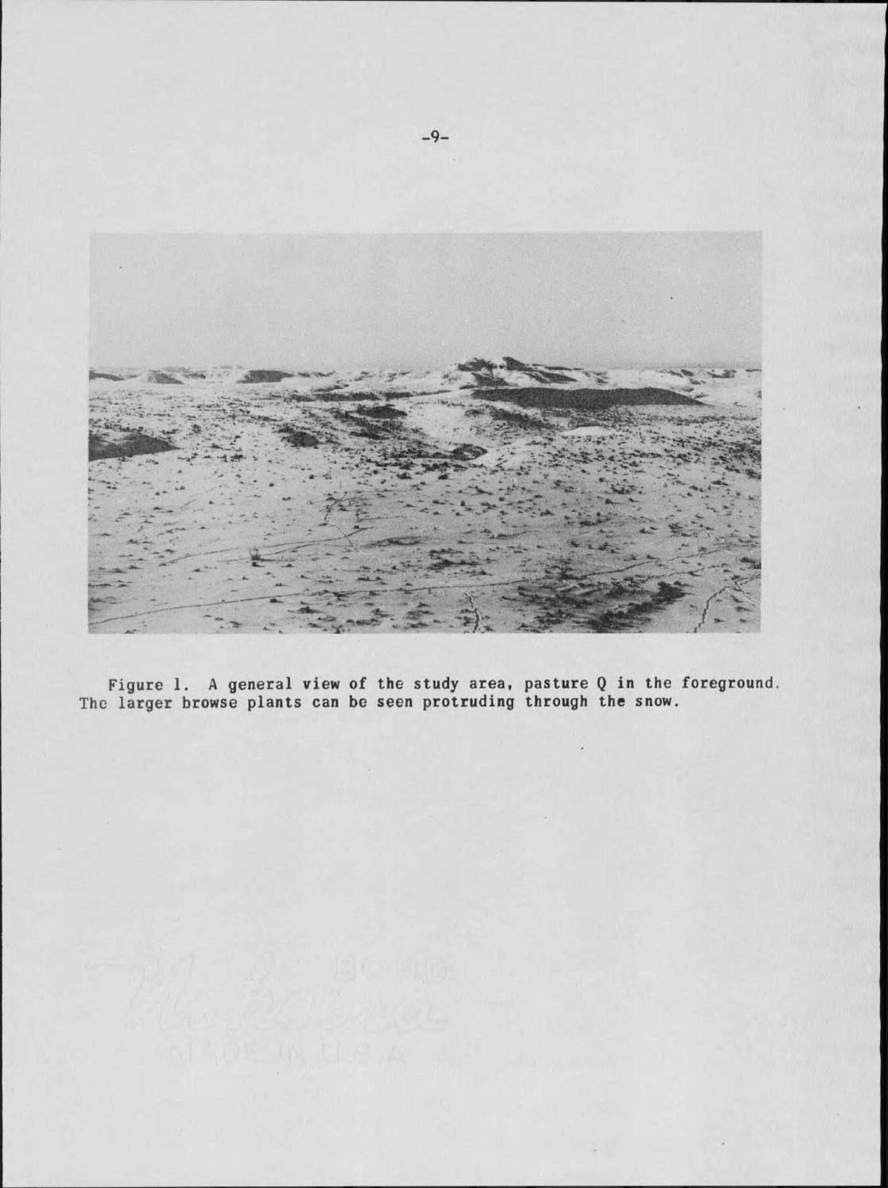Figure 1. A general view of the study area, pasture Q in the foreground. The larger browse plants can be seen protruding through the snow.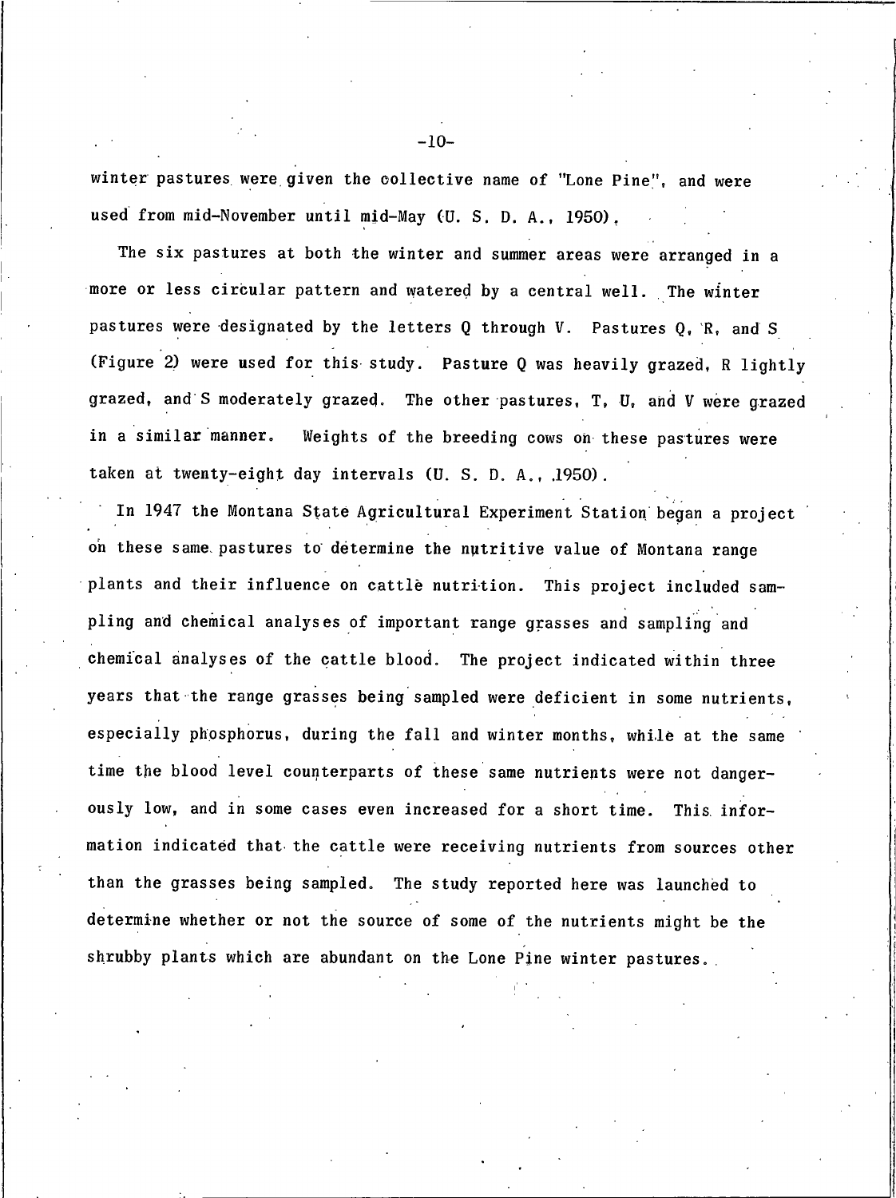winter pastures were given the collective name of "Lone Pine", and were used from mid-November until mid-May (U. S. D. A., 1950).

The six pastures at both the winter and summer areas were arranged in a more or less circular pattern and watered by a central well. The winter pastures were designated by the letters Q through V. Pastures Q, R, and S (Figure 2) were used for this study. Pasture Q was heavily grazed, R lightly grazed, and S moderately grazed. The other pastures, T, U, and V were grazed in a similar manner. Weights of the breeding cows on these pastures were taken at twenty-eight day intervals (U. S. D. A., 1950).

In 1947 the Montana State Agricultural Experiment Station began a project on these same pastures to determine the nutritive value of Montana range plants and their influence on cattle nutrition. This project included sampling and chemical analyses of important range grasses and sampling and chemical analyses of the cattle blood. The project indicated within three years that the range grasses being sampled were deficient in some nutrients, especially phosphorus, during the fall and winter months, while at the same time the blood level counterparts of these same nutrients were not dangerously low, and in some cases even increased for a short time. This information indicated that the cattle were receiving nutrients from sources other than the grasses being sampled. The study reported here was launched to determine whether or not the source of some of the nutrients might be the shrubby plants which are abundant on the Lone Pine winter pastures.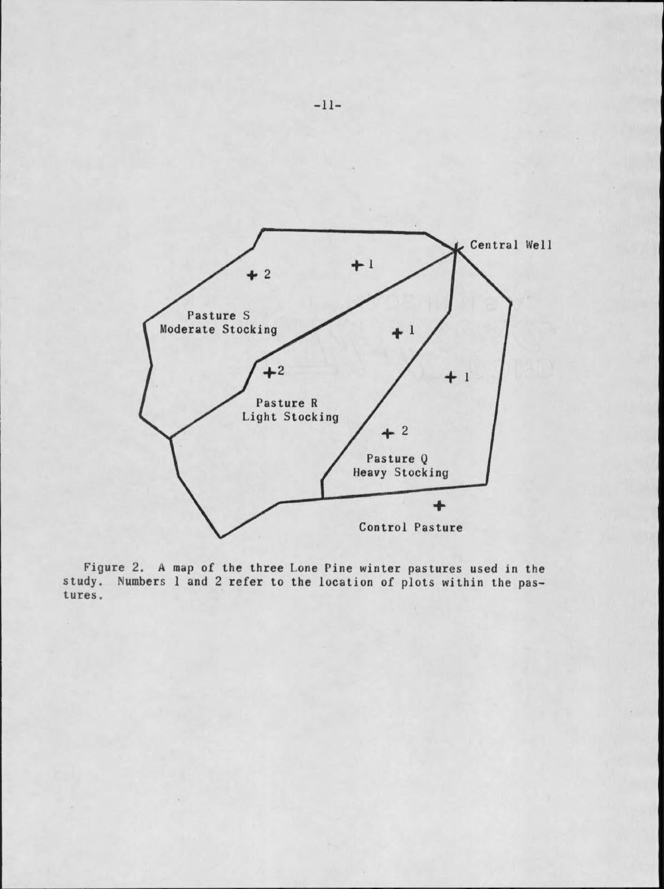Central Well

Pasture S
Moderate Stocking

Pasture R
Light Stocking

Pasture Q
Heavy Stocking

Control Pasture

Figure 2. A map of the three Lone Pine winter pastures used in the study. Numbers 1 and 2 refer to the location of plots within the pastures.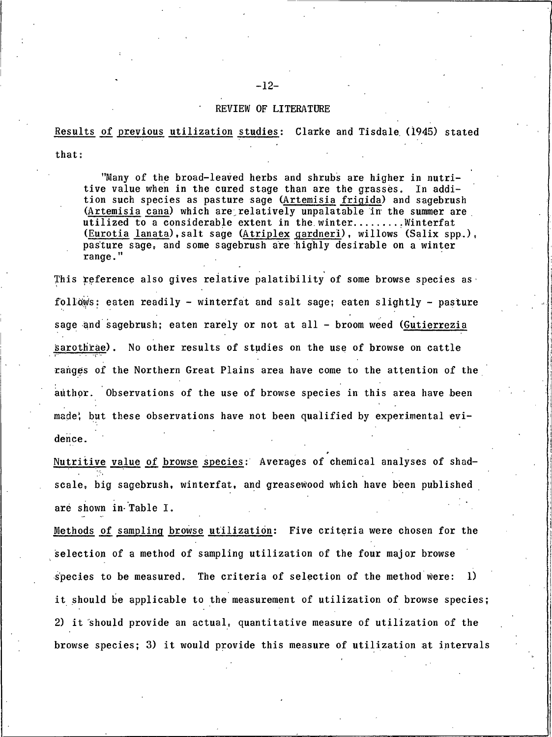## REVIEW OF LITERATURE

Results of previous utilization studies: Clarke and Tisdale (1945) stated that:

> "Many of the broad-leaved herbs and shrubs are higher in nutritive value when in the cured stage than are the grasses. In addition such species as pasture sage (*Artemisia frigida*) and sagebrush (*Artemisia cana*) which are relatively unpalatable in the summer are utilized to a considerable extent in the winter........Winterfat (*Eurotia lanata*), salt sage (*Atriplex gardneri*), willows (*Salix* spp.), pasture sage, and some sagebrush are highly desirable on a winter range."

This reference also gives relative palatability of some browse species as follows: eaten readily - winterfat and salt sage; eaten slightly - pasture sage and sagebrush; eaten rarely or not at all - broom weed (*Gutierrezia sarothrae*). No other results of studies on the use of browse on cattle ranges of the Northern Great Plains area have come to the attention of the author. Observations of the use of browse species in this area have been made, but these observations have not been qualified by experimental evidence.

Nutritive value of browse species: Averages of chemical analyses of shadscale, big sagebrush, winterfat, and greasewood which have been published are shown in Table I.

Methods of sampling browse utilization: Five criteria were chosen for the selection of a method of sampling utilization of the four major browse species to be measured. The criteria of selection of the method were: 1) it should be applicable to the measurement of utilization of browse species; 2) it should provide an actual, quantitative measure of utilization of the browse species; 3) it would provide this measure of utilization at intervals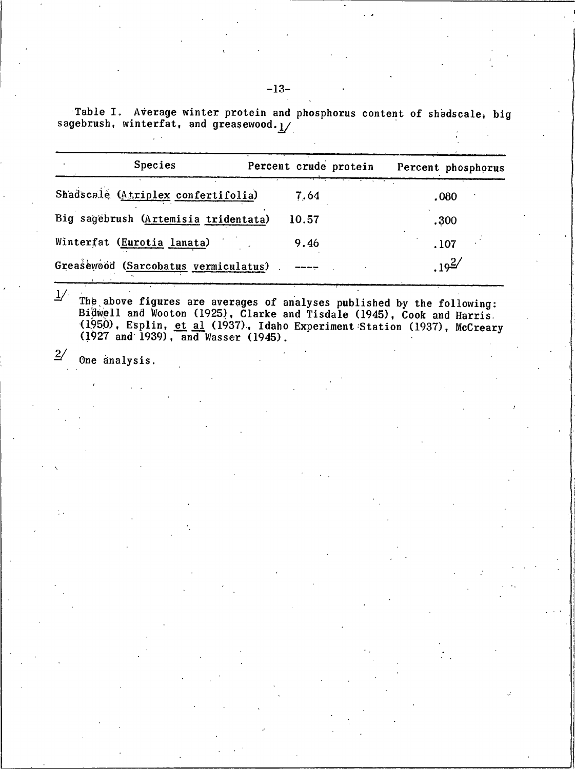Table I. Average winter protein and phosphorus content of shadscale, big sagebrush, winterfat, and greasewood.[1]

| Species | Percent crude protein | Percent phosphorus |
| --- | --- | --- |
| Shadscale (*Atriplex confertifolia*) | 7.64 | .080 |
| Big sagebrush (*Artemisia tridentata*) | 10.57 | .300 |
| Winterfat (*Eurotia lanata*) | 9.46 | .107 |
| Greasewood (*Sarcobatus vermiculatus*) | ---- | .19[2] |

[1] The above figures are averages of analyses published by the following: Bidwell and Wooton (1925), Clarke and Tisdale (1945), Cook and Harris (1950), Esplin, *et al* (1937), Idaho Experiment Station (1937), McCreary (1927 and 1939), and Wasser (1945).

[2] One analysis.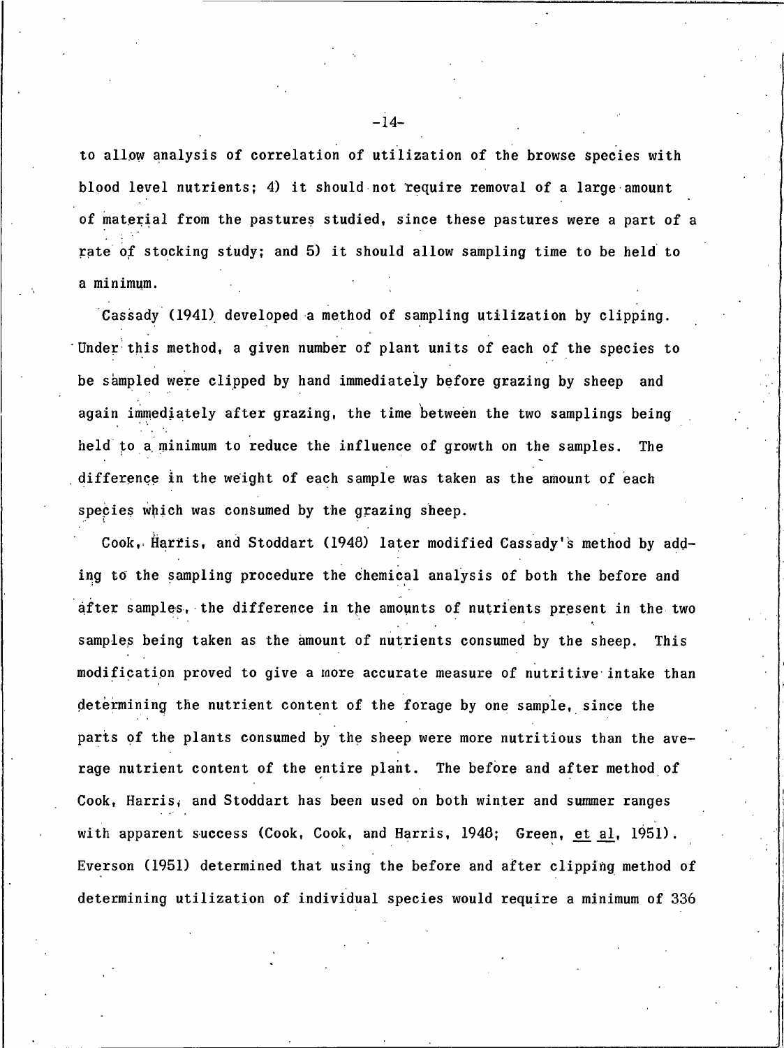to allow analysis of correlation of utilization of the browse species with blood level nutrients; 4) it should not require removal of a large amount of material from the pastures studied, since these pastures were a part of a rate of stocking study; and 5) it should allow sampling time to be held to a minimum.

Cassady (1941) developed a method of sampling utilization by clipping. Under this method, a given number of plant units of each of the species to be sampled were clipped by hand immediately before grazing by sheep and again immediately after grazing, the time between the two samplings being held to a minimum to reduce the influence of growth on the samples. The difference in the weight of each sample was taken as the amount of each species which was consumed by the grazing sheep.

Cook, Harris, and Stoddart (1948) later modified Cassady's method by adding to the sampling procedure the chemical analysis of both the before and after samples, the difference in the amounts of nutrients present in the two samples being taken as the amount of nutrients consumed by the sheep. This modification proved to give a more accurate measure of nutritive intake than determining the nutrient content of the forage by one sample, since the parts of the plants consumed by the sheep were more nutritious than the average nutrient content of the entire plant. The before and after method of Cook, Harris, and Stoddart has been used on both winter and summer ranges with apparent success (Cook, Cook, and Harris, 1948; Green, <u>et al</u>, 1951). Everson (1951) determined that using the before and after clipping method of determining utilization of individual species would require a minimum of 336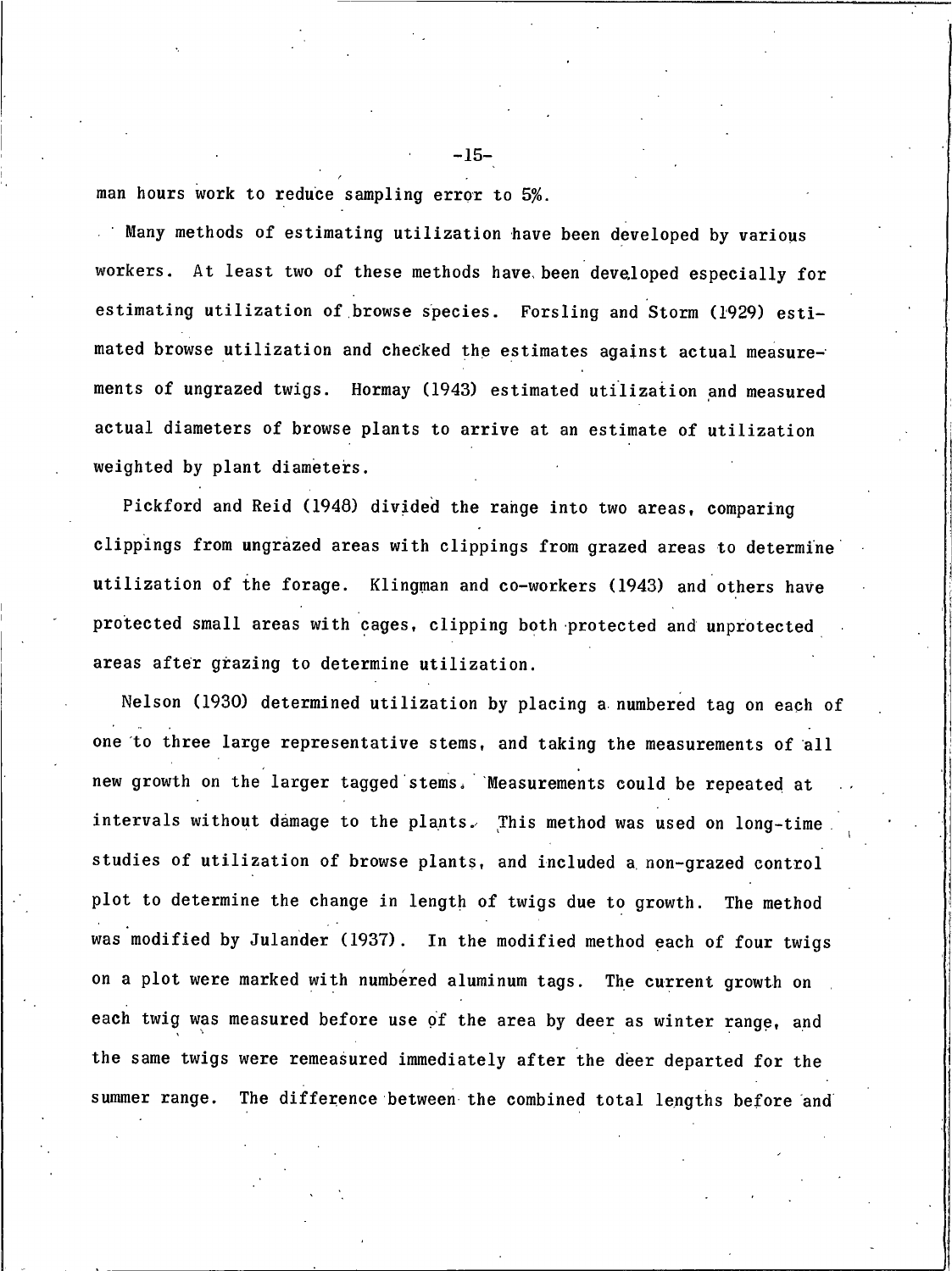man hours work to reduce sampling error to 5%.

Many methods of estimating utilization have been developed by various workers. At least two of these methods have been developed especially for estimating utilization of browse species. Forsling and Storm (1929) estimated browse utilization and checked the estimates against actual measurements of ungrazed twigs. Hormay (1943) estimated utilization and measured actual diameters of browse plants to arrive at an estimate of utilization weighted by plant diameters.

Pickford and Reid (1948) divided the range into two areas, comparing clippings from ungrazed areas with clippings from grazed areas to determine utilization of the forage. Klingman and co-workers (1943) and others have protected small areas with cages, clipping both protected and unprotected areas after grazing to determine utilization.

Nelson (1930) determined utilization by placing a numbered tag on each of one to three large representative stems, and taking the measurements of all new growth on the larger tagged stems. Measurements could be repeated at intervals without damage to the plants. This method was used on long-time studies of utilization of browse plants, and included a non-grazed control plot to determine the change in length of twigs due to growth. The method was modified by Julander (1937). In the modified method each of four twigs on a plot were marked with numbered aluminum tags. The current growth on each twig was measured before use of the area by deer as winter range, and the same twigs were remeasured immediately after the deer departed for the summer range. The difference between the combined total lengths before and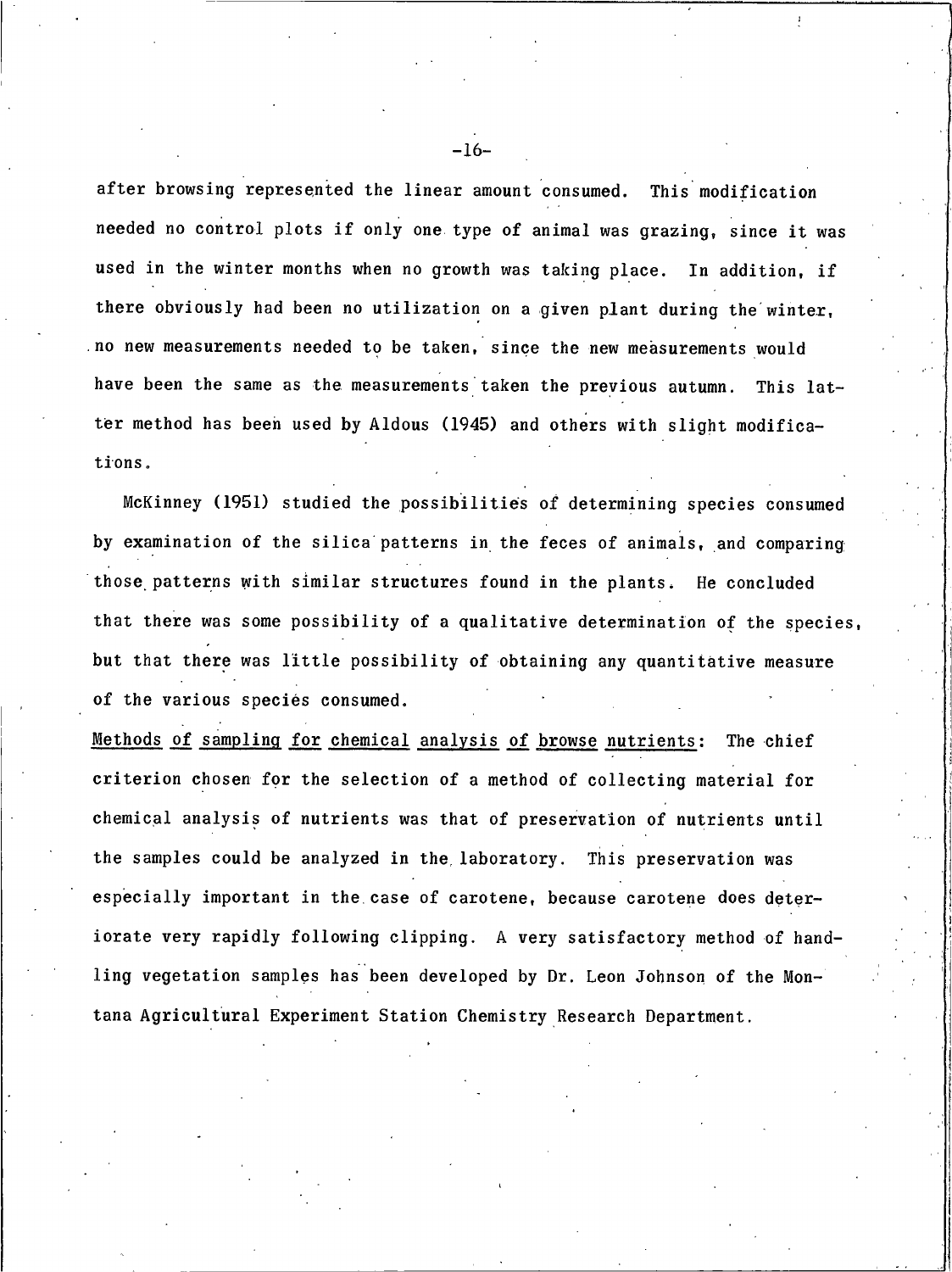after browsing represented the linear amount consumed. This modification needed no control plots if only one type of animal was grazing, since it was used in the winter months when no growth was taking place. In addition, if there obviously had been no utilization on a given plant during the winter, no new measurements needed to be taken, since the new measurements would have been the same as the measurements taken the previous autumn. This latter method has been used by Aldous (1945) and others with slight modifications.

McKinney (1951) studied the possibilities of determining species consumed by examination of the silica patterns in the feces of animals, and comparing those patterns with similar structures found in the plants. He concluded that there was some possibility of a qualitative determination of the species, but that there was little possibility of obtaining any quantitative measure of the various species consumed.

<u>Methods of sampling for chemical analysis of browse nutrients</u>: The chief criterion chosen for the selection of a method of collecting material for chemical analysis of nutrients was that of preservation of nutrients until the samples could be analyzed in the laboratory. This preservation was especially important in the case of carotene, because carotene does deteriorate very rapidly following clipping. A very satisfactory method of handling vegetation samples has been developed by Dr. Leon Johnson of the Montana Agricultural Experiment Station Chemistry Research Department.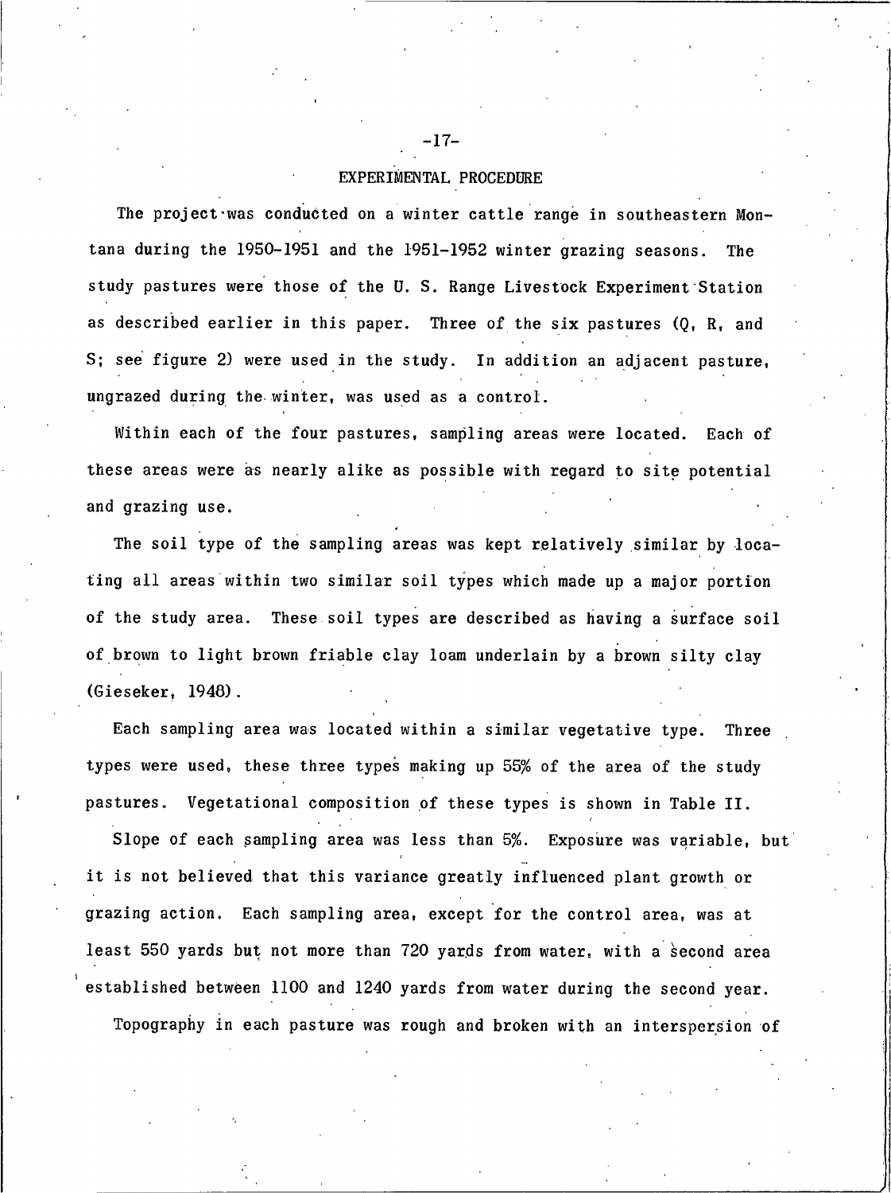## EXPERIMENTAL PROCEDURE

The project was conducted on a winter cattle range in southeastern Montana during the 1950-1951 and the 1951-1952 winter grazing seasons. The study pastures were those of the U. S. Range Livestock Experiment Station as described earlier in this paper. Three of the six pastures (Q, R, and S; see figure 2) were used in the study. In addition an adjacent pasture, ungrazed during the winter, was used as a control.

Within each of the four pastures, sampling areas were located. Each of these areas were as nearly alike as possible with regard to site potential and grazing use.

The soil type of the sampling areas was kept relatively similar by locating all areas within two similar soil types which made up a major portion of the study area. These soil types are described as having a surface soil of brown to light brown friable clay loam underlain by a brown silty clay (Gieseker, 1948).

Each sampling area was located within a similar vegetative type. Three types were used, these three types making up 55% of the area of the study pastures. Vegetational composition of these types is shown in Table II.

Slope of each sampling area was less than 5%. Exposure was variable, but it is not believed that this variance greatly influenced plant growth or grazing action. Each sampling area, except for the control area, was at least 550 yards but not more than 720 yards from water, with a second area established between 1100 and 1240 yards from water during the second year.

Topography in each pasture was rough and broken with an interspersion of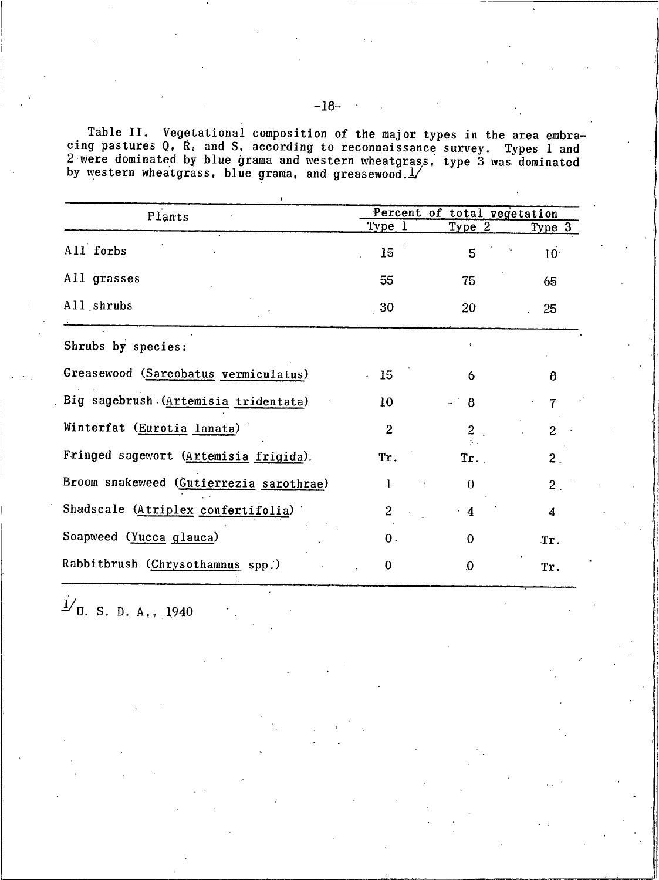Table II. Vegetational composition of the major types in the area embracing pastures Q, R, and S, according to reconnaissance survey. Types 1 and 2 were dominated by blue grama and western wheatgrass, type 3 was dominated by western wheatgrass, blue grama, and greasewood.[1]

| Plants | Percent of total vegetation | | |
|---|---|---|---|
| | Type 1 | Type 2 | Type 3 |
| All forbs | 15 | 5 | 10 |
| All grasses | 55 | 75 | 65 |
| All shrubs | 30 | 20 | 25 |
| Shrubs by species: | | | |
| Greasewood (*Sarcobatus vermiculatus*) | 15 | 6 | 8 |
| Big sagebrush (*Artemisia tridentata*) | 10 | 8 | 7 |
| Winterfat (*Eurotia lanata*) | 2 | 2 | 2 |
| Fringed sagewort (*Artemisia frigida*) | Tr. | Tr. | 2 |
| Broom snakeweed (*Gutierrezia sarothrae*) | 1 | 0 | 2 |
| Shadscale (*Atriplex confertifolia*) | 2 | 4 | 4 |
| Soapweed (*Yucca glauca*) | 0 | 0 | Tr. |
| Rabbitbrush (*Chrysothamnus* spp.) | 0 | 0 | Tr. |

[1] U. S. D. A., 1940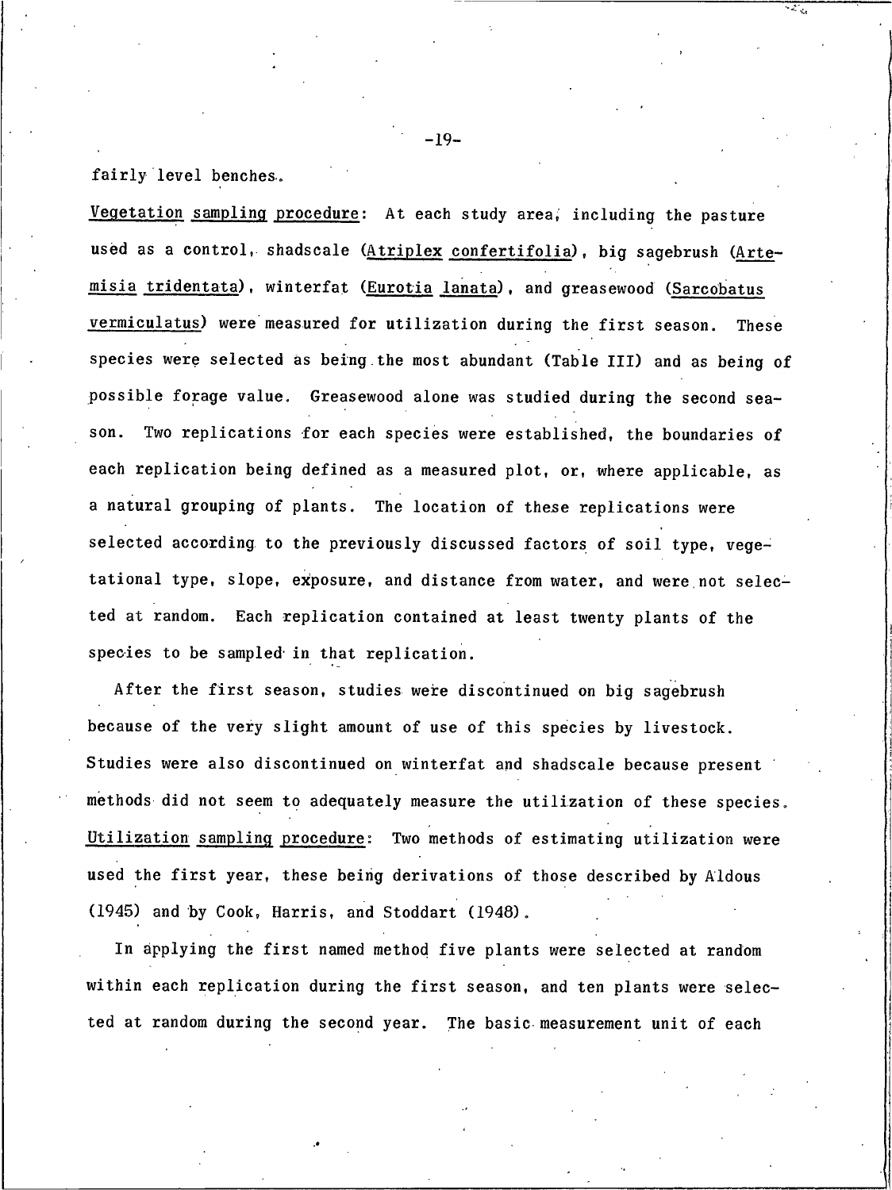fairly level benches.

Vegetation sampling procedure: At each study area, including the pasture used as a control, shadscale (*Atriplex confertifolia*), big sagebrush (*Artemisia tridentata*), winterfat (*Eurotia lanata*), and greasewood (*Sarcobatus vermiculatus*) were measured for utilization during the first season. These species were selected as being the most abundant (Table III) and as being of possible forage value. Greasewood alone was studied during the second season. Two replications for each species were established, the boundaries of each replication being defined as a measured plot, or, where applicable, as a natural grouping of plants. The location of these replications were selected according to the previously discussed factors of soil type, vegetational type, slope, exposure, and distance from water, and were not selected at random. Each replication contained at least twenty plants of the species to be sampled in that replication.

After the first season, studies were discontinued on big sagebrush because of the very slight amount of use of this species by livestock. Studies were also discontinued on winterfat and shadscale because present methods did not seem to adequately measure the utilization of these species.

Utilization sampling procedure: Two methods of estimating utilization were used the first year, these being derivations of those described by Aldous (1945) and by Cook, Harris, and Stoddart (1948).

In applying the first named method five plants were selected at random within each replication during the first season, and ten plants were selected at random during the second year. The basic measurement unit of each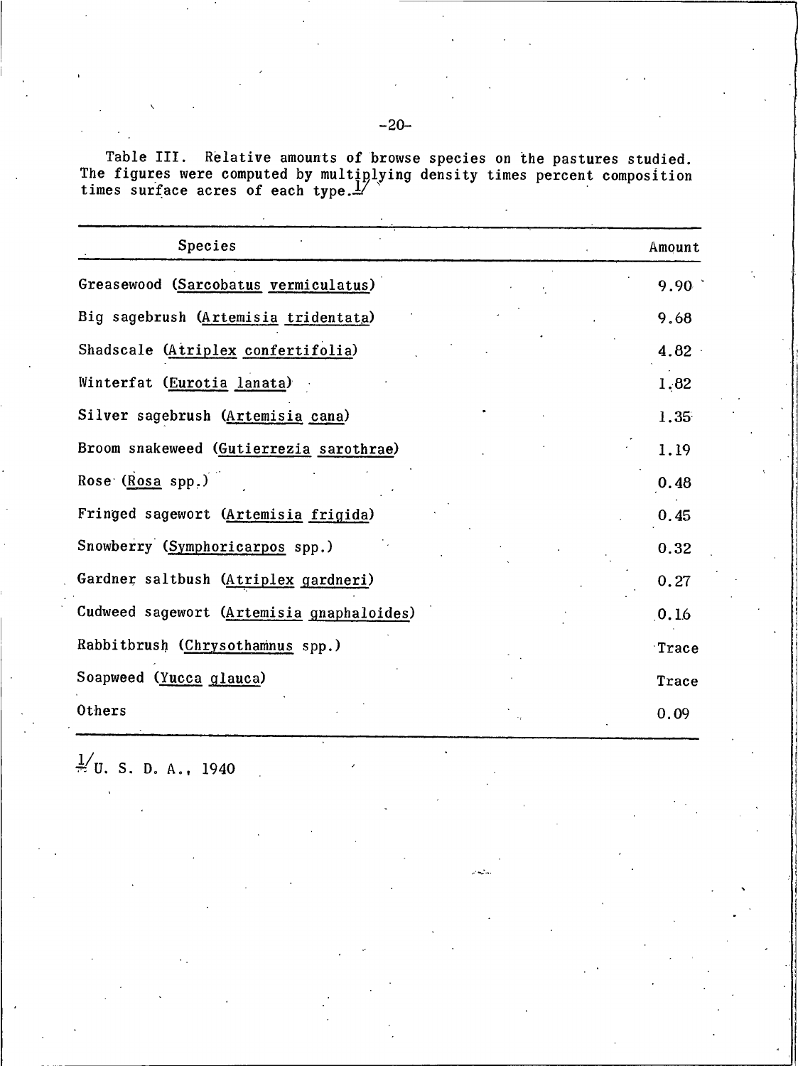Table III. Relative amounts of browse species on the pastures studied. The figures were computed by multiplying density times percent composition times surface acres of each type.[1]

| Species | Amount |
|---|---|
| Greasewood (Sarcobatus vermiculatus) | 9.90 |
| Big sagebrush (Artemisia tridentata) | 9.68 |
| Shadscale (Atriplex confertifolia) | 4.82 |
| Winterfat (Eurotia lanata) | 1.82 |
| Silver sagebrush (Artemisia cana) | 1.35 |
| Broom snakeweed (Gutierrezia sarothrae) | 1.19 |
| Rose (Rosa spp.) | 0.48 |
| Fringed sagewort (Artemisia frigida) | 0.45 |
| Snowberry (Symphoricarpos spp.) | 0.32 |
| Gardner saltbush (Atriplex gardneri) | 0.27 |
| Cudweed sagewort (Artemisia gnaphaloides) | 0.16 |
| Rabbitbrush (Chrysothamnus spp.) | Trace |
| Soapweed (Yucca glauca) | Trace |
| Others | 0.09 |

[1] U. S. D. A., 1940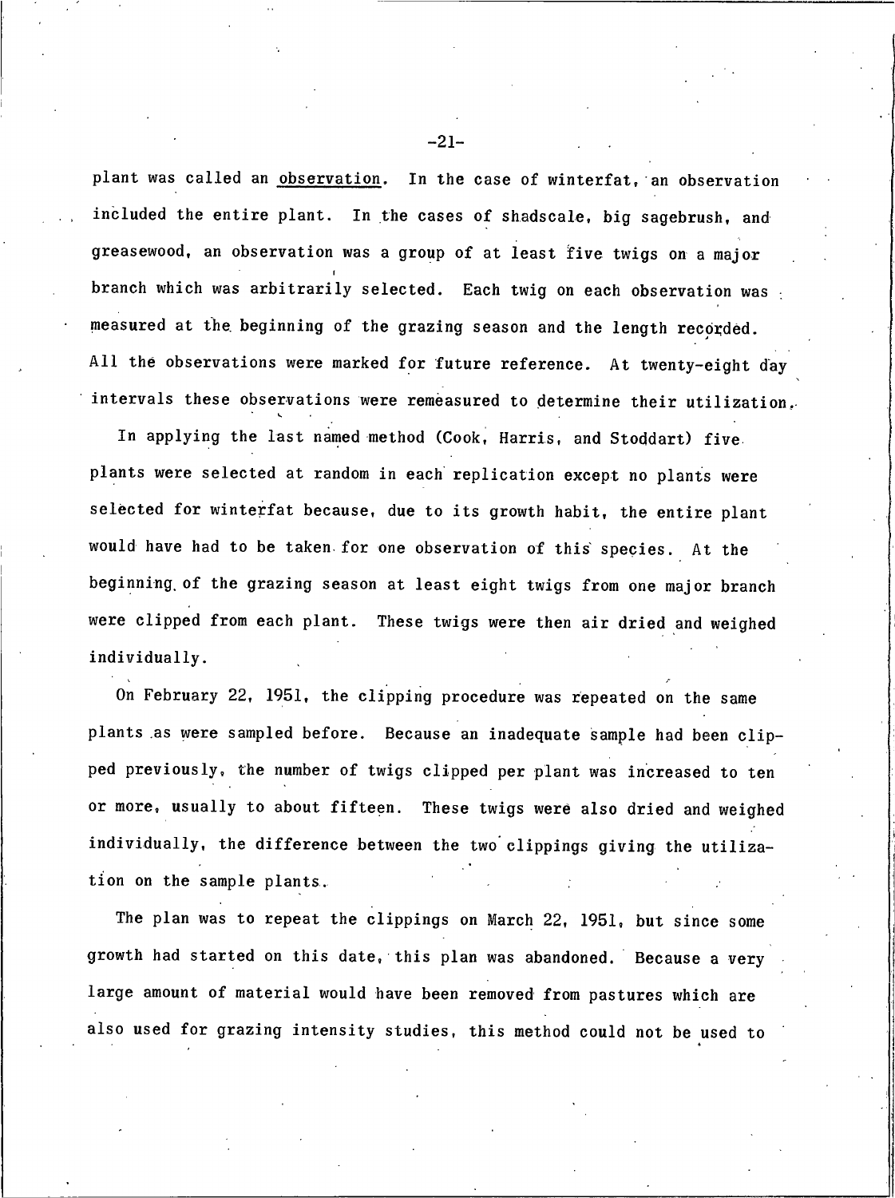plant was called an <u>observation</u>. In the case of winterfat, an observation included the entire plant. In the cases of shadscale, big sagebrush, and greasewood, an observation was a group of at least five twigs on a major branch which was arbitrarily selected. Each twig on each observation was measured at the beginning of the grazing season and the length recorded. All the observations were marked for future reference. At twenty-eight day intervals these observations were remeasured to determine their utilization.

In applying the last named method (Cook, Harris, and Stoddart) five plants were selected at random in each replication except no plants were selected for winterfat because, due to its growth habit, the entire plant would have had to be taken for one observation of this species. At the beginning of the grazing season at least eight twigs from one major branch were clipped from each plant. These twigs were then air dried and weighed individually.

On February 22, 1951, the clipping procedure was repeated on the same plants as were sampled before. Because an inadequate sample had been clipped previously, the number of twigs clipped per plant was increased to ten or more, usually to about fifteen. These twigs were also dried and weighed individually, the difference between the two clippings giving the utilization on the sample plants.

The plan was to repeat the clippings on March 22, 1951, but since some growth had started on this date, this plan was abandoned. Because a very large amount of material would have been removed from pastures which are also used for grazing intensity studies, this method could not be used to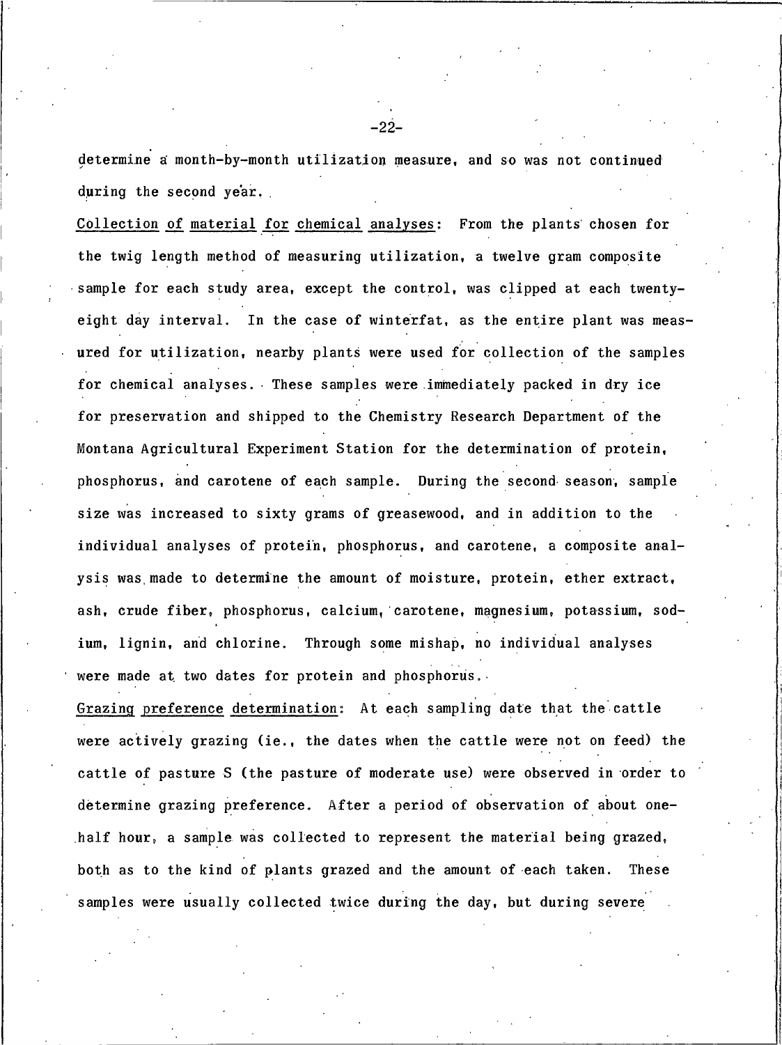determine a month-by-month utilization measure, and so was not continued during the second year.

Collection of material for chemical analyses: From the plants chosen for the twig length method of measuring utilization, a twelve gram composite sample for each study area, except the control, was clipped at each twenty-eight day interval. In the case of winterfat, as the entire plant was measured for utilization, nearby plants were used for collection of the samples for chemical analyses. These samples were immediately packed in dry ice for preservation and shipped to the Chemistry Research Department of the Montana Agricultural Experiment Station for the determination of protein, phosphorus, and carotene of each sample. During the second season, sample size was increased to sixty grams of greasewood, and in addition to the individual analyses of protein, phosphorus, and carotene, a composite analysis was made to determine the amount of moisture, protein, ether extract, ash, crude fiber, phosphorus, calcium, carotene, magnesium, potassium, sodium, lignin, and chlorine. Through some mishap, no individual analyses were made at two dates for protein and phosphorus.

Grazing preference determination: At each sampling date that the cattle were actively grazing (ie., the dates when the cattle were not on feed) the cattle of pasture S (the pasture of moderate use) were observed in order to determine grazing preference. After a period of observation of about one-half hour, a sample was collected to represent the material being grazed, both as to the kind of plants grazed and the amount of each taken. These samples were usually collected twice during the day, but during severe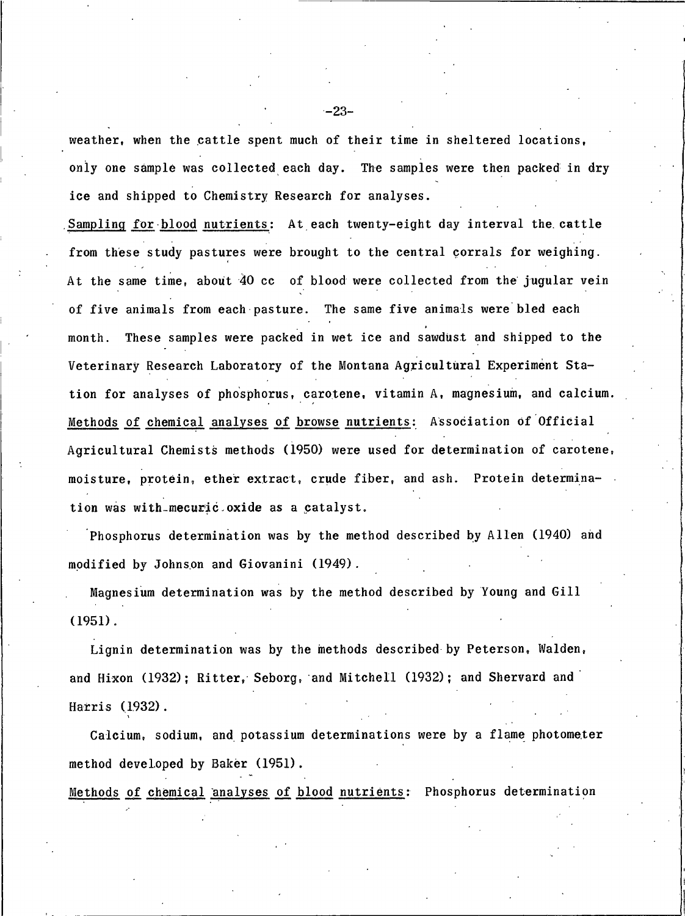weather, when the cattle spent much of their time in sheltered locations, only one sample was collected each day. The samples were then packed in dry ice and shipped to Chemistry Research for analyses.

Sampling for blood nutrients: At each twenty-eight day interval the cattle from these study pastures were brought to the central corrals for weighing. At the same time, about 40 cc of blood were collected from the jugular vein of five animals from each pasture. The same five animals were bled each month. These samples were packed in wet ice and sawdust and shipped to the Veterinary Research Laboratory of the Montana Agricultural Experiment Station for analyses of phosphorus, carotene, vitamin A, magnesium, and calcium.

Methods of chemical analyses of browse nutrients: Association of Official Agricultural Chemists methods (1950) were used for determination of carotene, moisture, protein, ether extract, crude fiber, and ash. Protein determination was with mecuric oxide as a catalyst.

Phosphorus determination was by the method described by Allen (1940) and modified by Johnson and Giovanini (1949).

Magnesium determination was by the method described by Young and Gill (1951).

Lignin determination was by the methods described by Peterson, Walden, and Hixon (1932); Ritter, Seborg, and Mitchell (1932); and Shervard and Harris (1932).

Calcium, sodium, and potassium determinations were by a flame photometer method developed by Baker (1951).

Methods of chemical analyses of blood nutrients: Phosphorus determination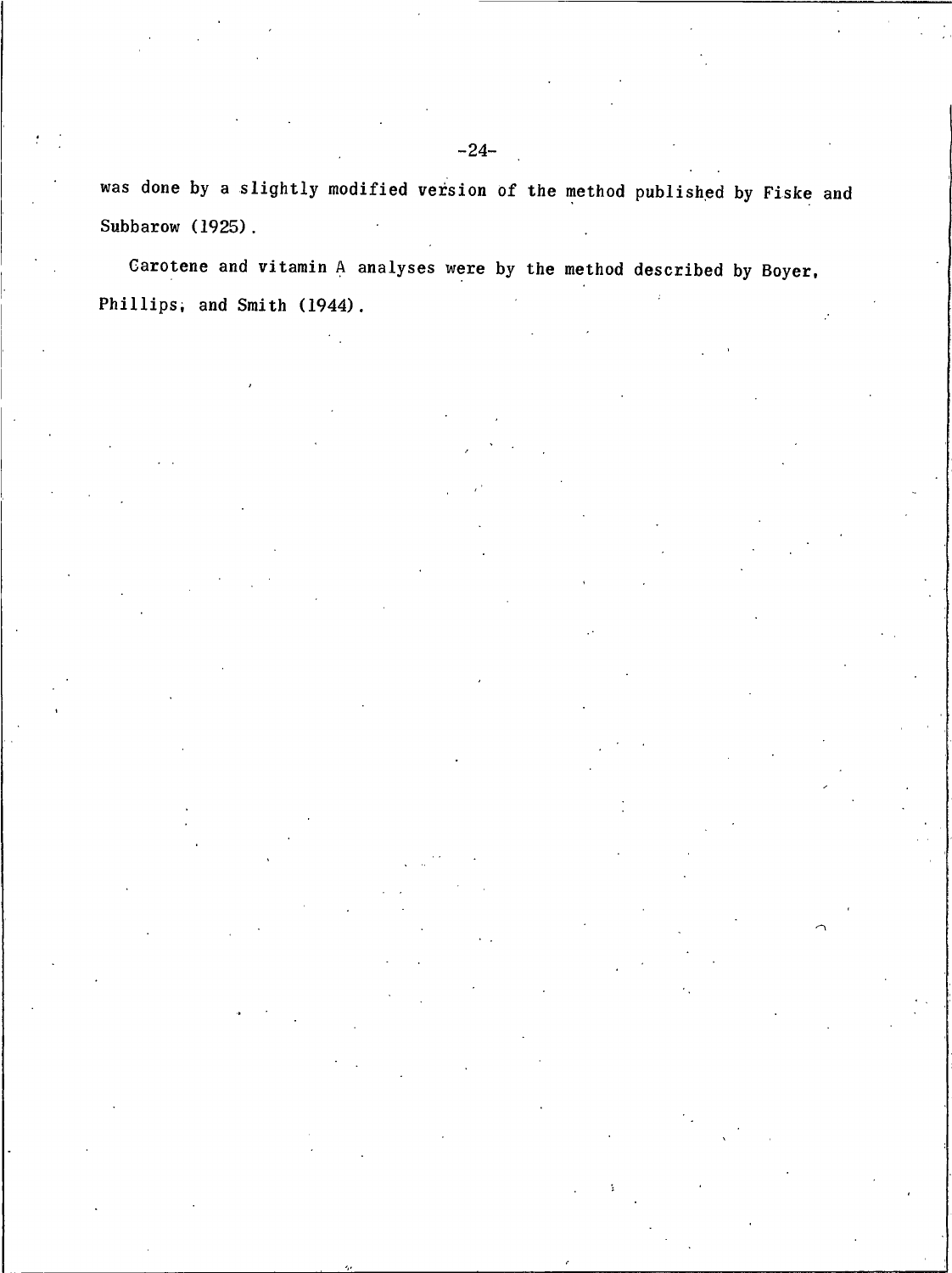was done by a slightly modified version of the method published by Fiske and Subbarow (1925).

Carotene and vitamin A analyses were by the method described by Boyer, Phillips, and Smith (1944).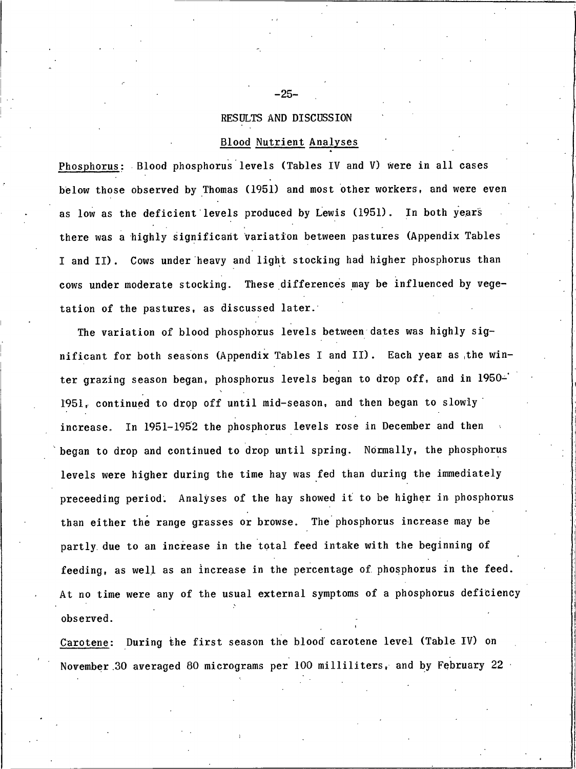## RESULTS AND DISCUSSION

### Blood Nutrient Analyses

Phosphorus: Blood phosphorus levels (Tables IV and V) were in all cases below those observed by Thomas (1951) and most other workers, and were even as low as the deficient levels produced by Lewis (1951). In both years there was a highly significant variation between pastures (Appendix Tables I and II). Cows under heavy and light stocking had higher phosphorus than cows under moderate stocking. These differences may be influenced by vegetation of the pastures, as discussed later.

The variation of blood phosphorus levels between dates was highly significant for both seasons (Appendix Tables I and II). Each year as the winter grazing season began, phosphorus levels began to drop off, and in 1950-1951, continued to drop off until mid-season, and then began to slowly increase. In 1951-1952 the phosphorus levels rose in December and then began to drop and continued to drop until spring. Normally, the phosphorus levels were higher during the time hay was fed than during the immediately preceeding period. Analyses of the hay showed it to be higher in phosphorus than either the range grasses or browse. The phosphorus increase may be partly due to an increase in the total feed intake with the beginning of feeding, as well as an increase in the percentage of phosphorus in the feed. At no time were any of the usual external symptoms of a phosphorus deficiency observed.

Carotene: During the first season the blood carotene level (Table IV) on November 30 averaged 80 micrograms per 100 milliliters, and by February 22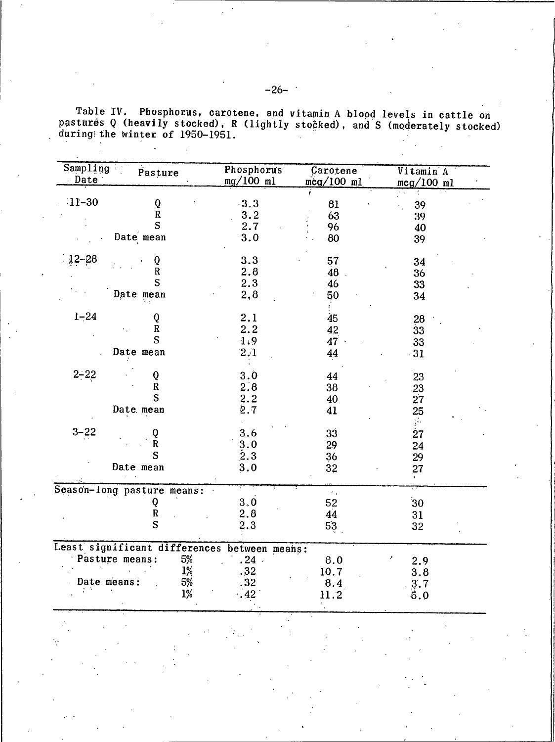Table IV. Phosphorus, carotene, and vitamin A blood levels in cattle on pastures Q (heavily stocked), R (lightly stocked), and S (moderately stocked) during the winter of 1950-1951.

| Sampling Date | Pasture | Phosphorus mg/100 ml | Carotene mcg/100 ml | Vitamin A mcg/100 ml |
|---|---|---|---|---|
| 11-30 | Q | 3.3 | 81 | 39 |
| | R | 3.2 | 63 | 39 |
| | S | 2.7 | 96 | 40 |
| | Date mean | 3.0 | 80 | 39 |
| 12-28 | Q | 3.3 | 57 | 34 |
| | R | 2.8 | 48 | 36 |
| | S | 2.3 | 46 | 33 |
| | Date mean | 2.8 | 50 | 34 |
| 1-24 | Q | 2.1 | 45 | 28 |
| | R | 2.2 | 42 | 33 |
| | S | 1.9 | 47 | 33 |
| | Date mean | 2.1 | 44 | 31 |
| 2-22 | Q | 3.0 | 44 | 23 |
| | R | 2.8 | 38 | 23 |
| | S | 2.2 | 40 | 27 |
| | Date mean | 2.7 | 41 | 25 |
| 3-22 | Q | 3.6 | 33 | 27 |
| | R | 3.0 | 29 | 24 |
| | S | 2.3 | 36 | 29 |
| | Date mean | 3.0 | 32 | 27 |
| Season-long pasture means: | | | | |
| | Q | 3.0 | 52 | 30 |
| | R | 2.8 | 44 | 31 |
| | S | 2.3 | 53 | 32 |
| Least significant differences between means: | | | | |
| Pasture means: | 5% | .24 | 8.0 | 2.9 |
| | 1% | .32 | 10.7 | 3.8 |
| Date means: | 5% | .32 | 8.4 | 3.7 |
| | 1% | .42 | 11.2 | 5.0 |